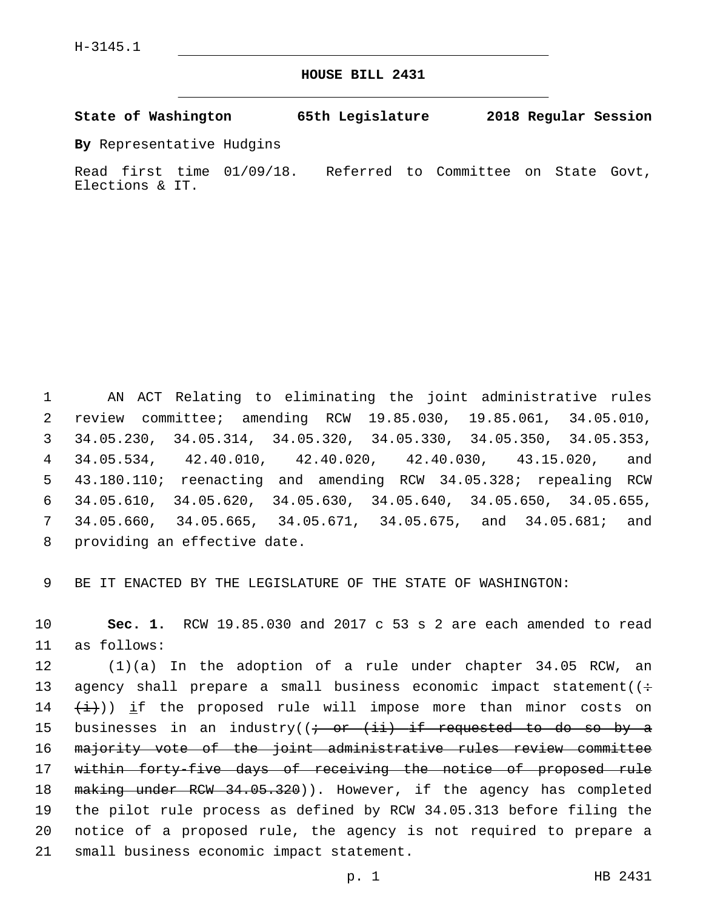H-3145.1

# HOUSE BILL 2431

**State of Washington 65th Legislature 2018 Regular Session**

**By** Representative Hudgins

Read first time 01/09/18. Referred to Committee on State Govt, Elections & IT.

AN ACT Relating to eliminating the joint administrative rules review committee; amending RCW 19.85.030, 19.85.061, 34.05.010, 34.05.230, 34.05.314, 34.05.320, 34.05.330, 34.05.350, 34.05.353, 34.05.534, 42.40.010, 42.40.020, 42.40.030, 43.15.020, and 43.180.110; reenacting and amending RCW 34.05.328; repealing RCW 34.05.610, 34.05.620, 34.05.630, 34.05.640, 34.05.650, 34.05.655, 34.05.660, 34.05.665, 34.05.671, 34.05.675, and 34.05.681; and providing an effective date.

BE IT ENACTED BY THE LEGISLATURE OF THE STATE OF WASHINGTON:

**Sec. 1.** RCW 19.85.030 and 2017 c 53 s 2 are each amended to read as follows:

(1)(a) In the adoption of a rule under chapter 34.05 RCW, an agency shall prepare a small business economic impact statement((: (i))) if the proposed rule will impose more than minor costs on businesses in an industry((; or (ii) if requested to do so by a majority vote of the joint administrative rules review committee within forty-five days of receiving the notice of proposed rule making under RCW 34.05.320)). However, if the agency has completed the pilot rule process as defined by RCW 34.05.313 before filing the notice of a proposed rule, the agency is not required to prepare a small business economic impact statement.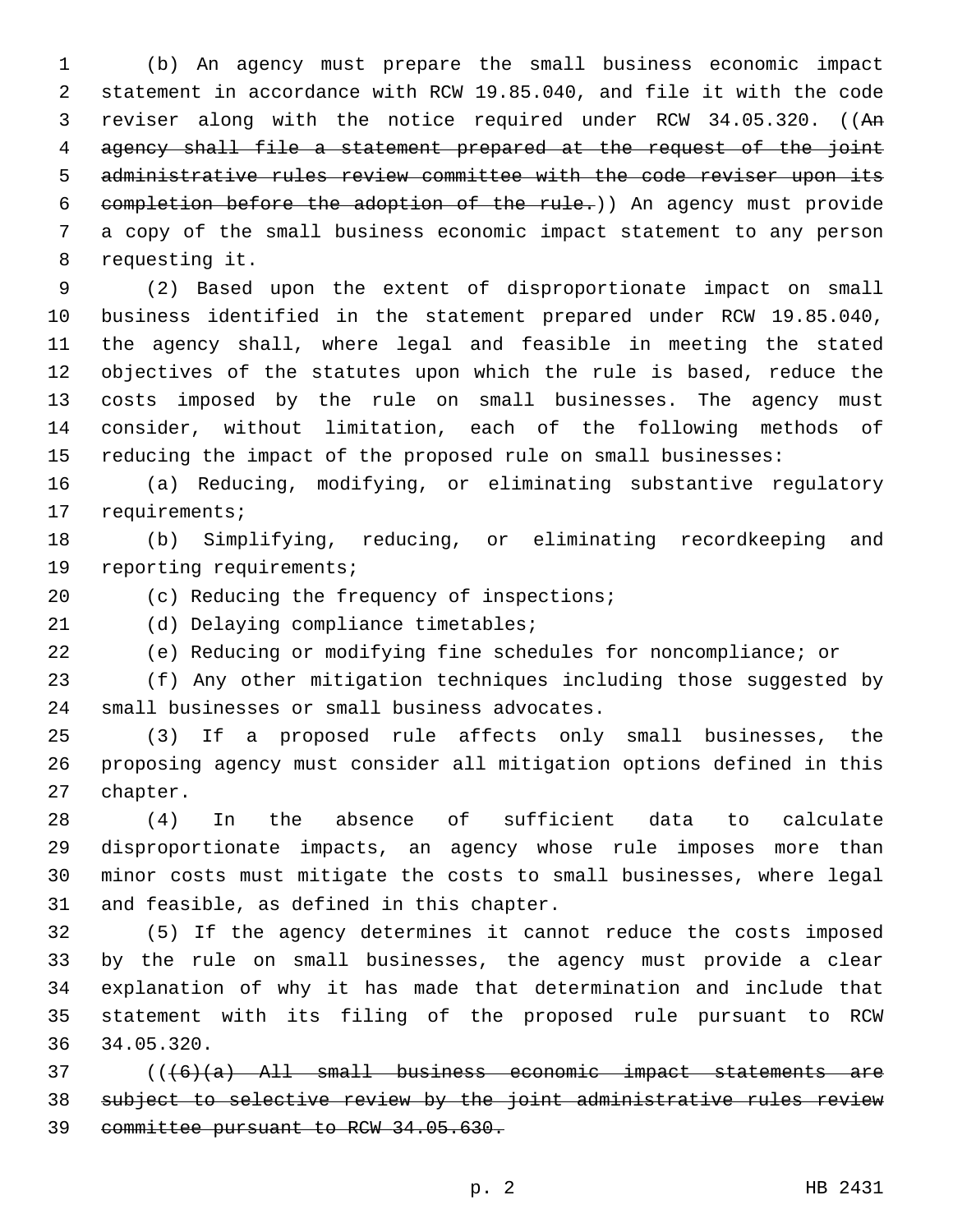(b) An agency must prepare the small business economic impact statement in accordance with RCW 19.85.040, and file it with the code reviser along with the notice required under RCW 34.05.320. ((~~An agency shall file a statement prepared at the request of the joint administrative rules review committee with the code reviser upon its completion before the adoption of the rule.~~)) An agency must provide a copy of the small business economic impact statement to any person requesting it.

(2) Based upon the extent of disproportionate impact on small business identified in the statement prepared under RCW 19.85.040, the agency shall, where legal and feasible in meeting the stated objectives of the statutes upon which the rule is based, reduce the costs imposed by the rule on small businesses. The agency must consider, without limitation, each of the following methods of reducing the impact of the proposed rule on small businesses:

(a) Reducing, modifying, or eliminating substantive regulatory requirements;

(b) Simplifying, reducing, or eliminating recordkeeping and reporting requirements;

(c) Reducing the frequency of inspections;

(d) Delaying compliance timetables;

(e) Reducing or modifying fine schedules for noncompliance; or

(f) Any other mitigation techniques including those suggested by small businesses or small business advocates.

(3) If a proposed rule affects only small businesses, the proposing agency must consider all mitigation options defined in this chapter.

(4) In the absence of sufficient data to calculate disproportionate impacts, an agency whose rule imposes more than minor costs must mitigate the costs to small businesses, where legal and feasible, as defined in this chapter.

(5) If the agency determines it cannot reduce the costs imposed by the rule on small businesses, the agency must provide a clear explanation of why it has made that determination and include that statement with its filing of the proposed rule pursuant to RCW 34.05.320.

((~~(6)(a) All small business economic impact statements are subject to selective review by the joint administrative rules review committee pursuant to RCW 34.05.630.~~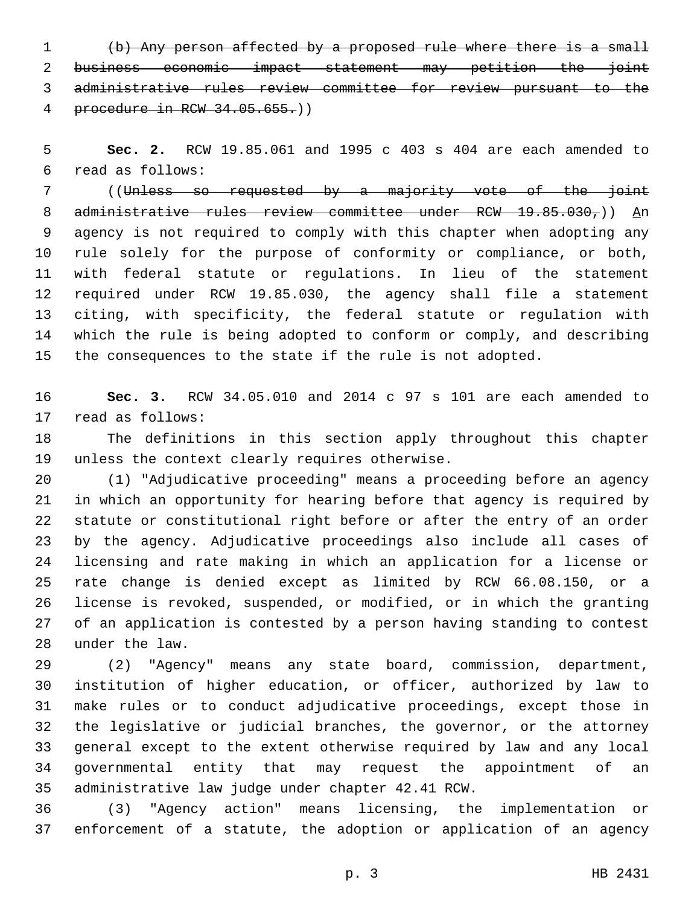~~(b) Any person affected by a proposed rule where there is a small business economic impact statement may petition the joint administrative rules review committee for review pursuant to the procedure in RCW 34.05.655.~~))

**Sec. 2.** RCW 19.85.061 and 1995 c 403 s 404 are each amended to read as follows:

((~~Unless so requested by a majority vote of the joint administrative rules review committee under RCW 19.85.030,~~)) An agency is not required to comply with this chapter when adopting any rule solely for the purpose of conformity or compliance, or both, with federal statute or regulations. In lieu of the statement required under RCW 19.85.030, the agency shall file a statement citing, with specificity, the federal statute or regulation with which the rule is being adopted to conform or comply, and describing the consequences to the state if the rule is not adopted.

**Sec. 3.** RCW 34.05.010 and 2014 c 97 s 101 are each amended to read as follows:

The definitions in this section apply throughout this chapter unless the context clearly requires otherwise.

(1) "Adjudicative proceeding" means a proceeding before an agency in which an opportunity for hearing before that agency is required by statute or constitutional right before or after the entry of an order by the agency. Adjudicative proceedings also include all cases of licensing and rate making in which an application for a license or rate change is denied except as limited by RCW 66.08.150, or a license is revoked, suspended, or modified, or in which the granting of an application is contested by a person having standing to contest under the law.

(2) "Agency" means any state board, commission, department, institution of higher education, or officer, authorized by law to make rules or to conduct adjudicative proceedings, except those in the legislative or judicial branches, the governor, or the attorney general except to the extent otherwise required by law and any local governmental entity that may request the appointment of an administrative law judge under chapter 42.41 RCW.

(3) "Agency action" means licensing, the implementation or enforcement of a statute, the adoption or application of an agency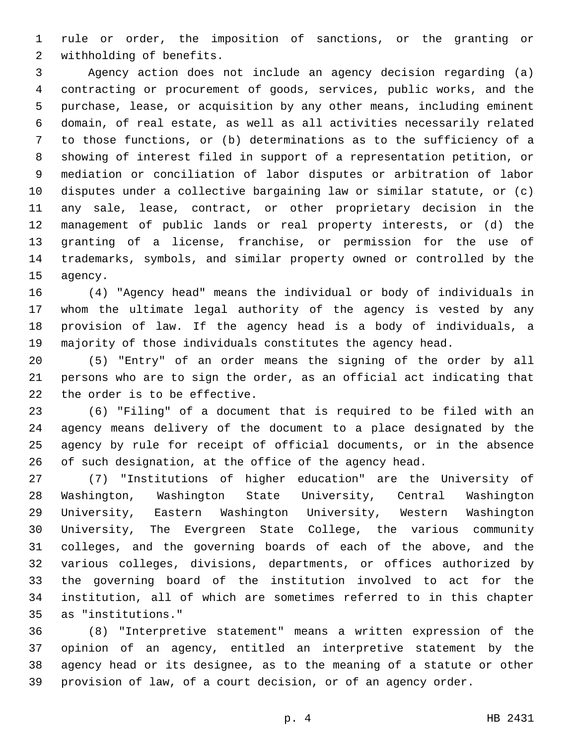rule or order, the imposition of sanctions, or the granting or withholding of benefits.

Agency action does not include an agency decision regarding (a) contracting or procurement of goods, services, public works, and the purchase, lease, or acquisition by any other means, including eminent domain, of real estate, as well as all activities necessarily related to those functions, or (b) determinations as to the sufficiency of a showing of interest filed in support of a representation petition, or mediation or conciliation of labor disputes or arbitration of labor disputes under a collective bargaining law or similar statute, or (c) any sale, lease, contract, or other proprietary decision in the management of public lands or real property interests, or (d) the granting of a license, franchise, or permission for the use of trademarks, symbols, and similar property owned or controlled by the agency.

(4) "Agency head" means the individual or body of individuals in whom the ultimate legal authority of the agency is vested by any provision of law. If the agency head is a body of individuals, a majority of those individuals constitutes the agency head.

(5) "Entry" of an order means the signing of the order by all persons who are to sign the order, as an official act indicating that the order is to be effective.

(6) "Filing" of a document that is required to be filed with an agency means delivery of the document to a place designated by the agency by rule for receipt of official documents, or in the absence of such designation, at the office of the agency head.

(7) "Institutions of higher education" are the University of Washington, Washington State University, Central Washington University, Eastern Washington University, Western Washington University, The Evergreen State College, the various community colleges, and the governing boards of each of the above, and the various colleges, divisions, departments, or offices authorized by the governing board of the institution involved to act for the institution, all of which are sometimes referred to in this chapter as "institutions."

(8) "Interpretive statement" means a written expression of the opinion of an agency, entitled an interpretive statement by the agency head or its designee, as to the meaning of a statute or other provision of law, of a court decision, or of an agency order.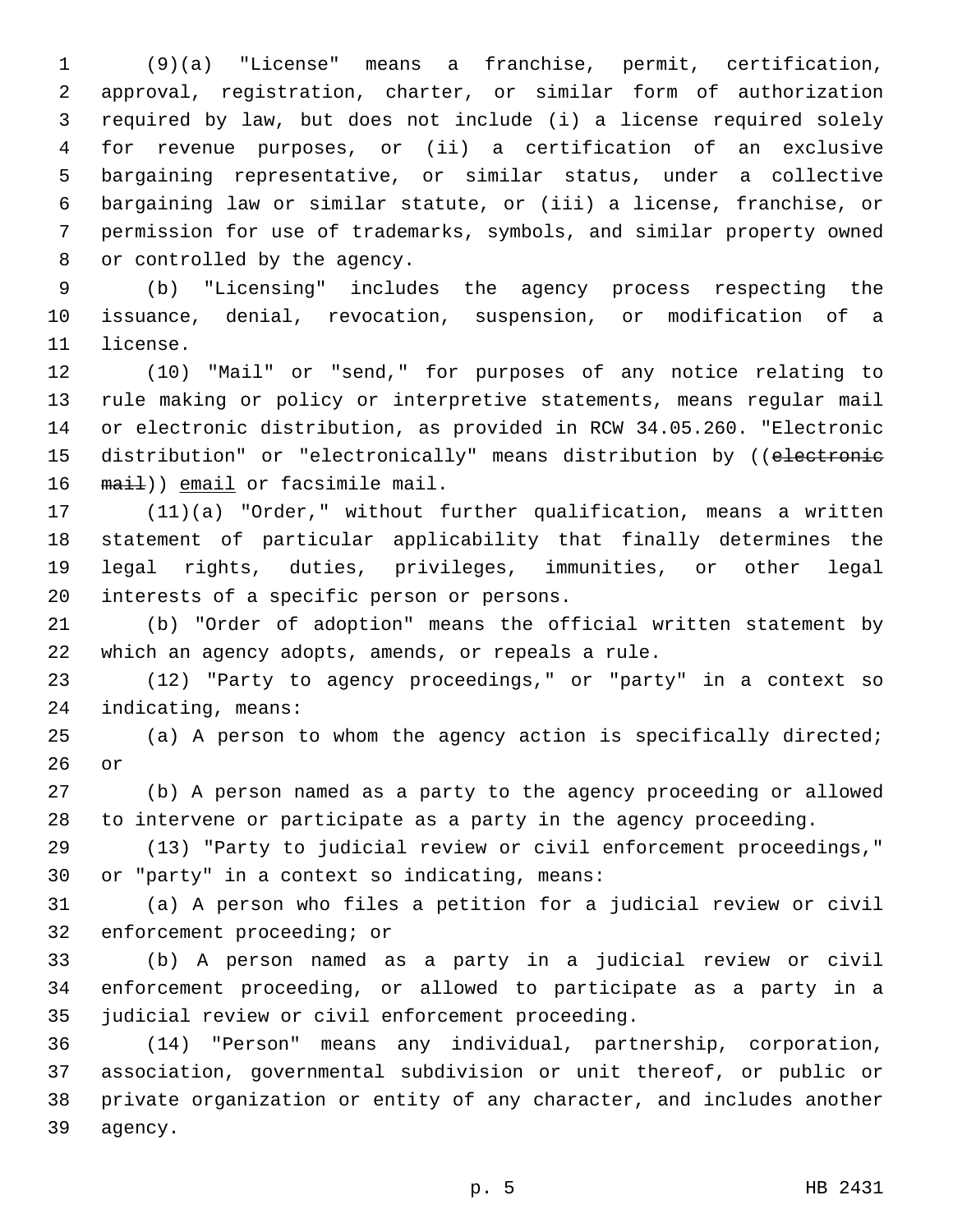(9)(a) "License" means a franchise, permit, certification, approval, registration, charter, or similar form of authorization required by law, but does not include (i) a license required solely for revenue purposes, or (ii) a certification of an exclusive bargaining representative, or similar status, under a collective bargaining law or similar statute, or (iii) a license, franchise, or permission for use of trademarks, symbols, and similar property owned or controlled by the agency.

(b) "Licensing" includes the agency process respecting the issuance, denial, revocation, suspension, or modification of a license.

(10) "Mail" or "send," for purposes of any notice relating to rule making or policy or interpretive statements, means regular mail or electronic distribution, as provided in RCW 34.05.260. "Electronic distribution" or "electronically" means distribution by ((~~electronic mail~~)) <u>email</u> or facsimile mail.

(11)(a) "Order," without further qualification, means a written statement of particular applicability that finally determines the legal rights, duties, privileges, immunities, or other legal interests of a specific person or persons.

(b) "Order of adoption" means the official written statement by which an agency adopts, amends, or repeals a rule.

(12) "Party to agency proceedings," or "party" in a context so indicating, means:

(a) A person to whom the agency action is specifically directed; or

(b) A person named as a party to the agency proceeding or allowed to intervene or participate as a party in the agency proceeding.

(13) "Party to judicial review or civil enforcement proceedings," or "party" in a context so indicating, means:

(a) A person who files a petition for a judicial review or civil enforcement proceeding; or

(b) A person named as a party in a judicial review or civil enforcement proceeding, or allowed to participate as a party in a judicial review or civil enforcement proceeding.

(14) "Person" means any individual, partnership, corporation, association, governmental subdivision or unit thereof, or public or private organization or entity of any character, and includes another agency.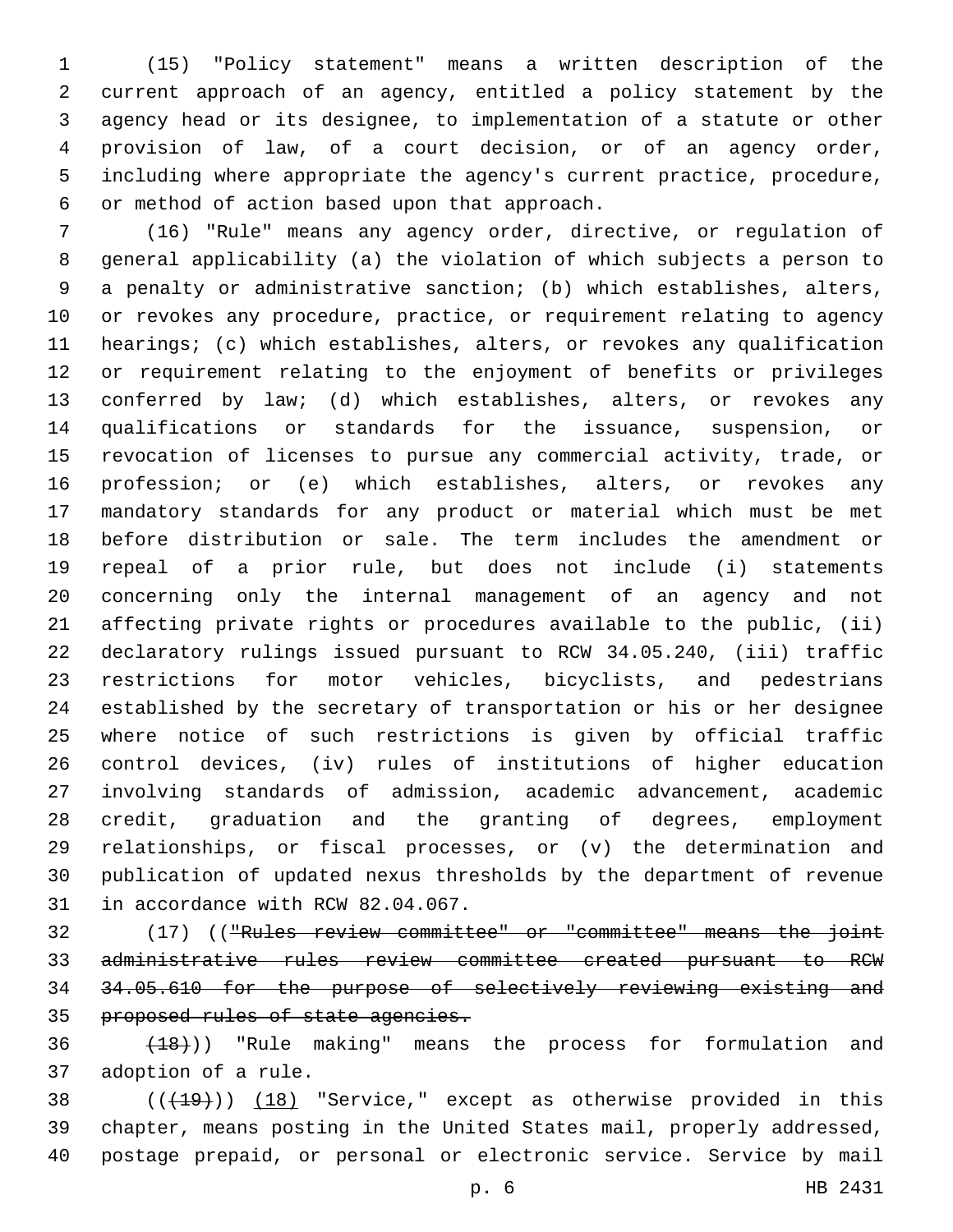(15) "Policy statement" means a written description of the current approach of an agency, entitled a policy statement by the agency head or its designee, to implementation of a statute or other provision of law, of a court decision, or of an agency order, including where appropriate the agency's current practice, procedure, or method of action based upon that approach.

(16) "Rule" means any agency order, directive, or regulation of general applicability (a) the violation of which subjects a person to a penalty or administrative sanction; (b) which establishes, alters, or revokes any procedure, practice, or requirement relating to agency hearings; (c) which establishes, alters, or revokes any qualification or requirement relating to the enjoyment of benefits or privileges conferred by law; (d) which establishes, alters, or revokes any qualifications or standards for the issuance, suspension, or revocation of licenses to pursue any commercial activity, trade, or profession; or (e) which establishes, alters, or revokes any mandatory standards for any product or material which must be met before distribution or sale. The term includes the amendment or repeal of a prior rule, but does not include (i) statements concerning only the internal management of an agency and not affecting private rights or procedures available to the public, (ii) declaratory rulings issued pursuant to RCW 34.05.240, (iii) traffic restrictions for motor vehicles, bicyclists, and pedestrians established by the secretary of transportation or his or her designee where notice of such restrictions is given by official traffic control devices, (iv) rules of institutions of higher education involving standards of admission, academic advancement, academic credit, graduation and the granting of degrees, employment relationships, or fiscal processes, or (v) the determination and publication of updated nexus thresholds by the department of revenue in accordance with RCW 82.04.067.

(17) ((~~"Rules review committee" or "committee" means the joint administrative rules review committee created pursuant to RCW 34.05.610 for the purpose of selectively reviewing existing and proposed rules of state agencies.~~

~~(18)~~)) "Rule making" means the process for formulation and adoption of a rule.

((~~(19)~~)) <u>(18)</u> "Service," except as otherwise provided in this chapter, means posting in the United States mail, properly addressed, postage prepaid, or personal or electronic service. Service by mail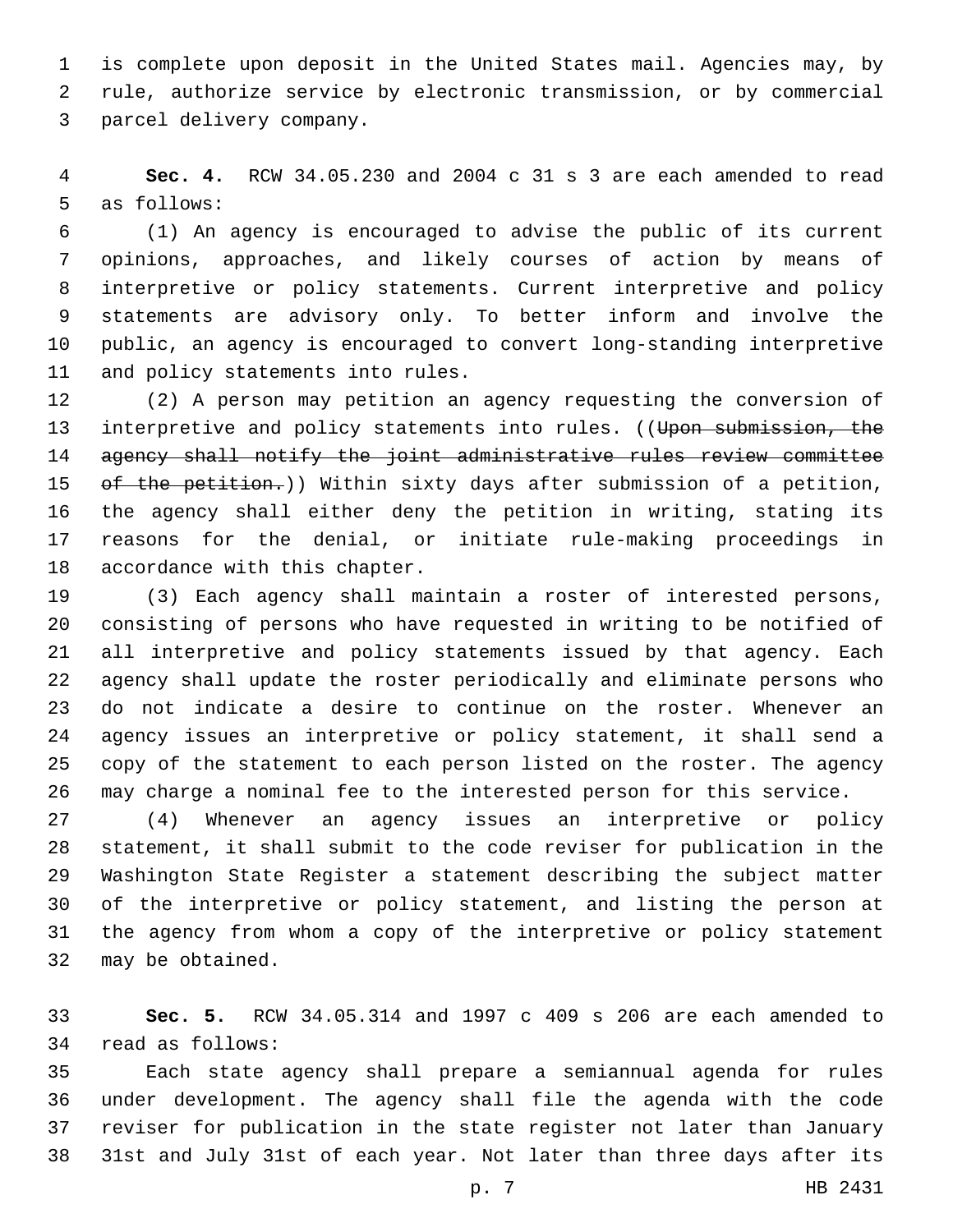is complete upon deposit in the United States mail. Agencies may, by rule, authorize service by electronic transmission, or by commercial parcel delivery company.

**Sec. 4.** RCW 34.05.230 and 2004 c 31 s 3 are each amended to read as follows:

(1) An agency is encouraged to advise the public of its current opinions, approaches, and likely courses of action by means of interpretive or policy statements. Current interpretive and policy statements are advisory only. To better inform and involve the public, an agency is encouraged to convert long-standing interpretive and policy statements into rules.

(2) A person may petition an agency requesting the conversion of interpretive and policy statements into rules. ((~~Upon submission, the agency shall notify the joint administrative rules review committee of the petition.~~)) Within sixty days after submission of a petition, the agency shall either deny the petition in writing, stating its reasons for the denial, or initiate rule-making proceedings in accordance with this chapter.

(3) Each agency shall maintain a roster of interested persons, consisting of persons who have requested in writing to be notified of all interpretive and policy statements issued by that agency. Each agency shall update the roster periodically and eliminate persons who do not indicate a desire to continue on the roster. Whenever an agency issues an interpretive or policy statement, it shall send a copy of the statement to each person listed on the roster. The agency may charge a nominal fee to the interested person for this service.

(4) Whenever an agency issues an interpretive or policy statement, it shall submit to the code reviser for publication in the Washington State Register a statement describing the subject matter of the interpretive or policy statement, and listing the person at the agency from whom a copy of the interpretive or policy statement may be obtained.

**Sec. 5.** RCW 34.05.314 and 1997 c 409 s 206 are each amended to read as follows:

Each state agency shall prepare a semiannual agenda for rules under development. The agency shall file the agenda with the code reviser for publication in the state register not later than January 31st and July 31st of each year. Not later than three days after its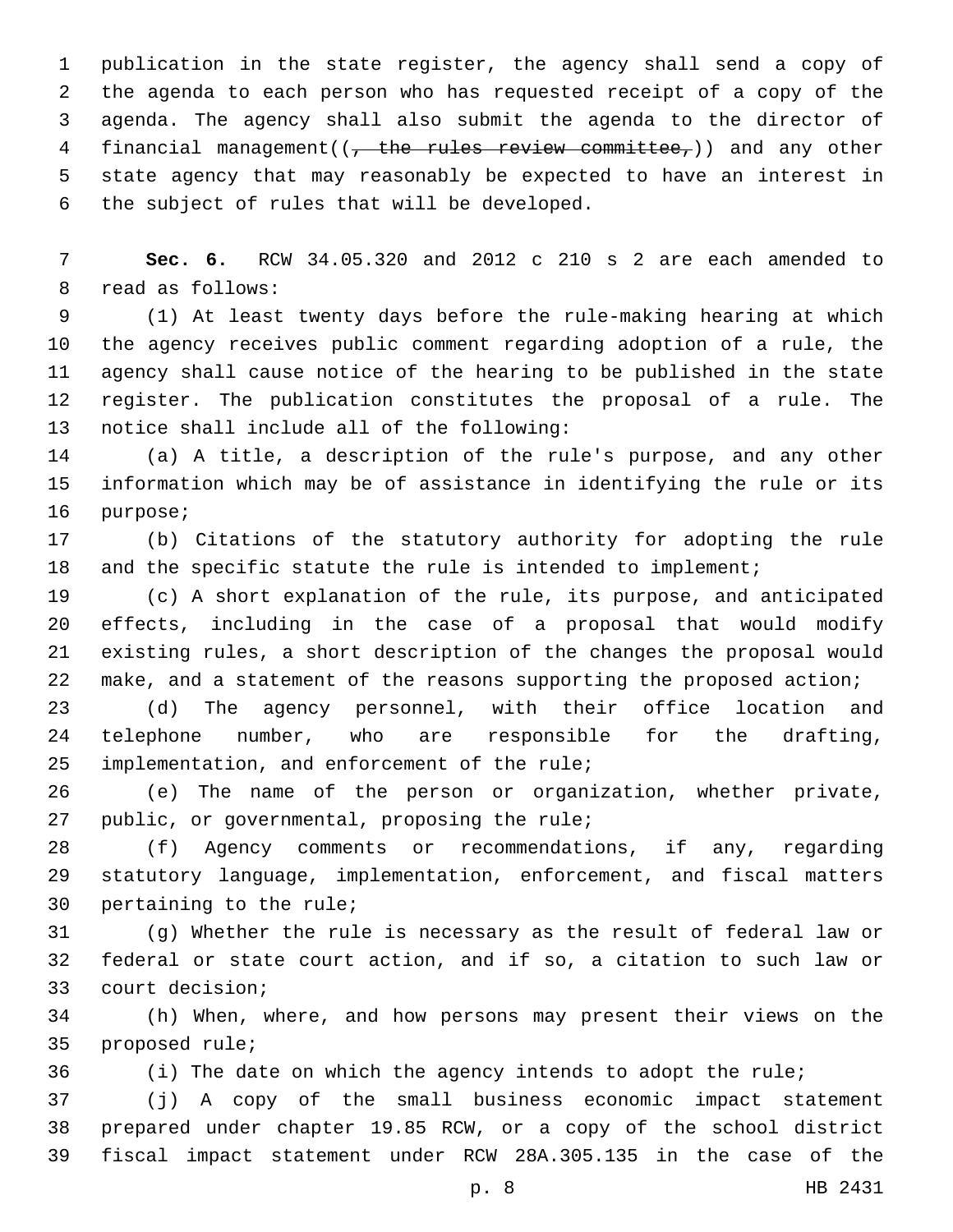publication in the state register, the agency shall send a copy of the agenda to each person who has requested receipt of a copy of the agenda. The agency shall also submit the agenda to the director of financial management((~~, the rules review committee,~~)) and any other state agency that may reasonably be expected to have an interest in the subject of rules that will be developed.

**Sec. 6.** RCW 34.05.320 and 2012 c 210 s 2 are each amended to read as follows:

(1) At least twenty days before the rule-making hearing at which the agency receives public comment regarding adoption of a rule, the agency shall cause notice of the hearing to be published in the state register. The publication constitutes the proposal of a rule. The notice shall include all of the following:

(a) A title, a description of the rule's purpose, and any other information which may be of assistance in identifying the rule or its purpose;

(b) Citations of the statutory authority for adopting the rule and the specific statute the rule is intended to implement;

(c) A short explanation of the rule, its purpose, and anticipated effects, including in the case of a proposal that would modify existing rules, a short description of the changes the proposal would make, and a statement of the reasons supporting the proposed action;

(d) The agency personnel, with their office location and telephone number, who are responsible for the drafting, implementation, and enforcement of the rule;

(e) The name of the person or organization, whether private, public, or governmental, proposing the rule;

(f) Agency comments or recommendations, if any, regarding statutory language, implementation, enforcement, and fiscal matters pertaining to the rule;

(g) Whether the rule is necessary as the result of federal law or federal or state court action, and if so, a citation to such law or court decision;

(h) When, where, and how persons may present their views on the proposed rule;

(i) The date on which the agency intends to adopt the rule;

(j) A copy of the small business economic impact statement prepared under chapter 19.85 RCW, or a copy of the school district fiscal impact statement under RCW 28A.305.135 in the case of the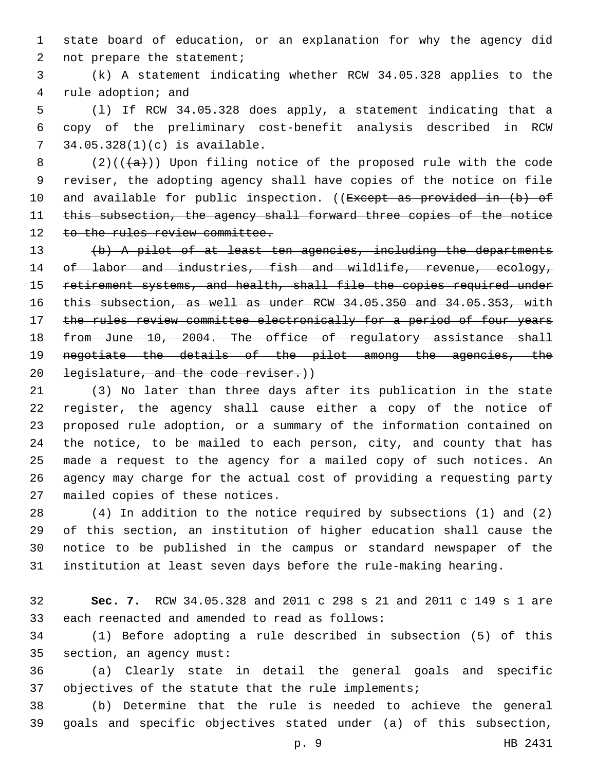state board of education, or an explanation for why the agency did not prepare the statement;

(k) A statement indicating whether RCW 34.05.328 applies to the rule adoption; and

(l) If RCW 34.05.328 does apply, a statement indicating that a copy of the preliminary cost-benefit analysis described in RCW 34.05.328(1)(c) is available.

(2)((~~(a)~~)) Upon filing notice of the proposed rule with the code reviser, the adopting agency shall have copies of the notice on file and available for public inspection. ((~~Except as provided in (b) of this subsection, the agency shall forward three copies of the notice to the rules review committee.~~

~~(b) A pilot of at least ten agencies, including the departments of labor and industries, fish and wildlife, revenue, ecology, retirement systems, and health, shall file the copies required under this subsection, as well as under RCW 34.05.350 and 34.05.353, with the rules review committee electronically for a period of four years from June 10, 2004. The office of regulatory assistance shall negotiate the details of the pilot among the agencies, the legislature, and the code reviser.~~))

(3) No later than three days after its publication in the state register, the agency shall cause either a copy of the notice of proposed rule adoption, or a summary of the information contained on the notice, to be mailed to each person, city, and county that has made a request to the agency for a mailed copy of such notices. An agency may charge for the actual cost of providing a requesting party mailed copies of these notices.

(4) In addition to the notice required by subsections (1) and (2) of this section, an institution of higher education shall cause the notice to be published in the campus or standard newspaper of the institution at least seven days before the rule-making hearing.

**Sec. 7.** RCW 34.05.328 and 2011 c 298 s 21 and 2011 c 149 s 1 are each reenacted and amended to read as follows:

(1) Before adopting a rule described in subsection (5) of this section, an agency must:

(a) Clearly state in detail the general goals and specific objectives of the statute that the rule implements;

(b) Determine that the rule is needed to achieve the general goals and specific objectives stated under (a) of this subsection,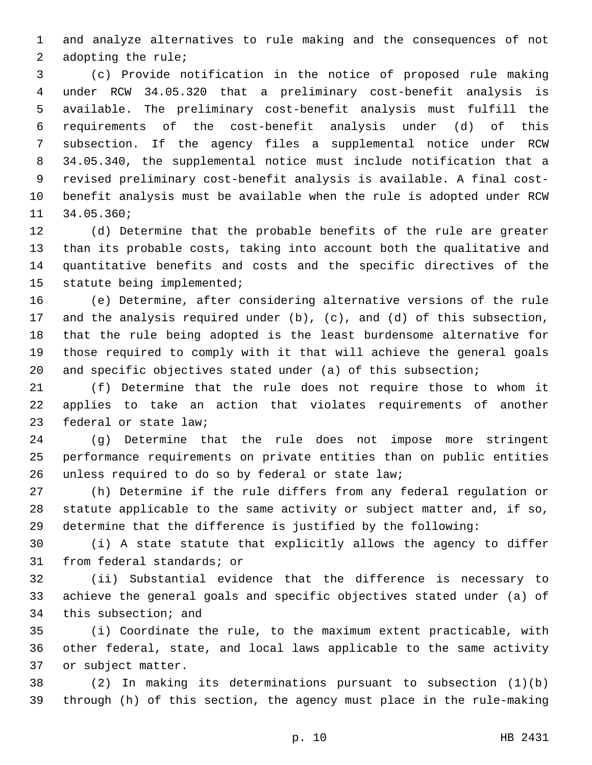and analyze alternatives to rule making and the consequences of not adopting the rule;

(c) Provide notification in the notice of proposed rule making under RCW 34.05.320 that a preliminary cost-benefit analysis is available. The preliminary cost-benefit analysis must fulfill the requirements of the cost-benefit analysis under (d) of this subsection. If the agency files a supplemental notice under RCW 34.05.340, the supplemental notice must include notification that a revised preliminary cost-benefit analysis is available. A final cost-benefit analysis must be available when the rule is adopted under RCW 34.05.360;

(d) Determine that the probable benefits of the rule are greater than its probable costs, taking into account both the qualitative and quantitative benefits and costs and the specific directives of the statute being implemented;

(e) Determine, after considering alternative versions of the rule and the analysis required under (b), (c), and (d) of this subsection, that the rule being adopted is the least burdensome alternative for those required to comply with it that will achieve the general goals and specific objectives stated under (a) of this subsection;

(f) Determine that the rule does not require those to whom it applies to take an action that violates requirements of another federal or state law;

(g) Determine that the rule does not impose more stringent performance requirements on private entities than on public entities unless required to do so by federal or state law;

(h) Determine if the rule differs from any federal regulation or statute applicable to the same activity or subject matter and, if so, determine that the difference is justified by the following:

(i) A state statute that explicitly allows the agency to differ from federal standards; or

(ii) Substantial evidence that the difference is necessary to achieve the general goals and specific objectives stated under (a) of this subsection; and

(i) Coordinate the rule, to the maximum extent practicable, with other federal, state, and local laws applicable to the same activity or subject matter.

(2) In making its determinations pursuant to subsection (1)(b) through (h) of this section, the agency must place in the rule-making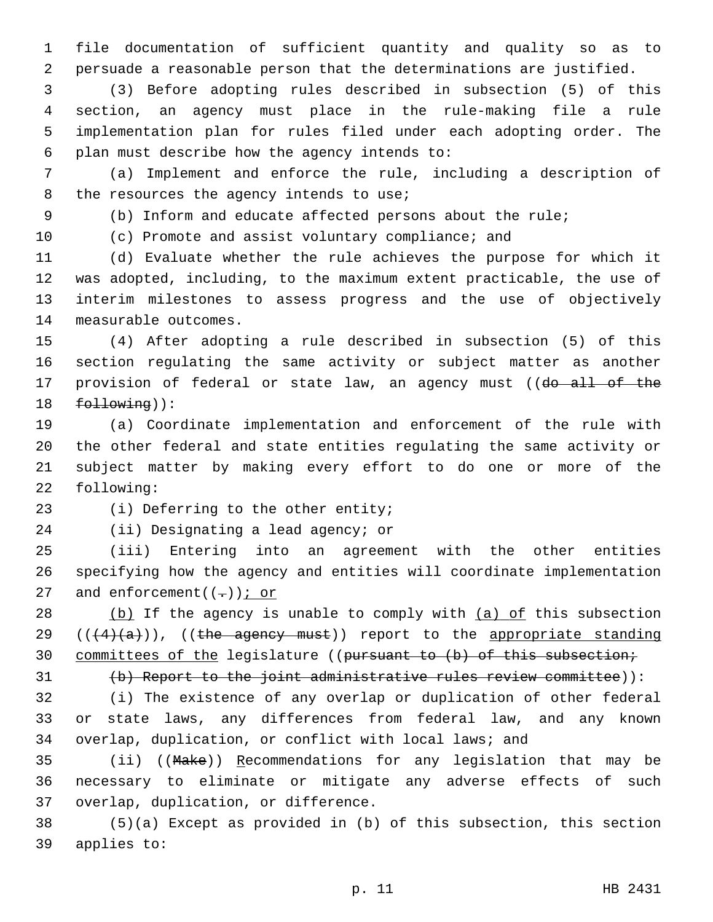file documentation of sufficient quantity and quality so as to persuade a reasonable person that the determinations are justified.

(3) Before adopting rules described in subsection (5) of this section, an agency must place in the rule-making file a rule implementation plan for rules filed under each adopting order. The plan must describe how the agency intends to:

(a) Implement and enforce the rule, including a description of the resources the agency intends to use;

(b) Inform and educate affected persons about the rule;

(c) Promote and assist voluntary compliance; and

(d) Evaluate whether the rule achieves the purpose for which it was adopted, including, to the maximum extent practicable, the use of interim milestones to assess progress and the use of objectively measurable outcomes.

(4) After adopting a rule described in subsection (5) of this section regulating the same activity or subject matter as another provision of federal or state law, an agency must ((~~do all of the following~~)):

(a) Coordinate implementation and enforcement of the rule with the other federal and state entities regulating the same activity or subject matter by making every effort to do one or more of the following:

(i) Deferring to the other entity;

(ii) Designating a lead agency; or

(iii) Entering into an agreement with the other entities specifying how the agency and entities will coordinate implementation and enforcement((~~.~~))<u>; or</u>

<u>(b)</u> If the agency is unable to comply with <u>(a) of</u> this subsection ((~~(4)(a)~~)), ((~~the agency must~~)) report to the <u>appropriate standing committees of the</u> legislature ((~~pursuant to (b) of this subsection;~~

~~(b) Report to the joint administrative rules review committee~~)):

(i) The existence of any overlap or duplication of other federal or state laws, any differences from federal law, and any known overlap, duplication, or conflict with local laws; and

(ii) ((~~Make~~)) <u>R</u>ecommendations for any legislation that may be necessary to eliminate or mitigate any adverse effects of such overlap, duplication, or difference.

(5)(a) Except as provided in (b) of this subsection, this section applies to: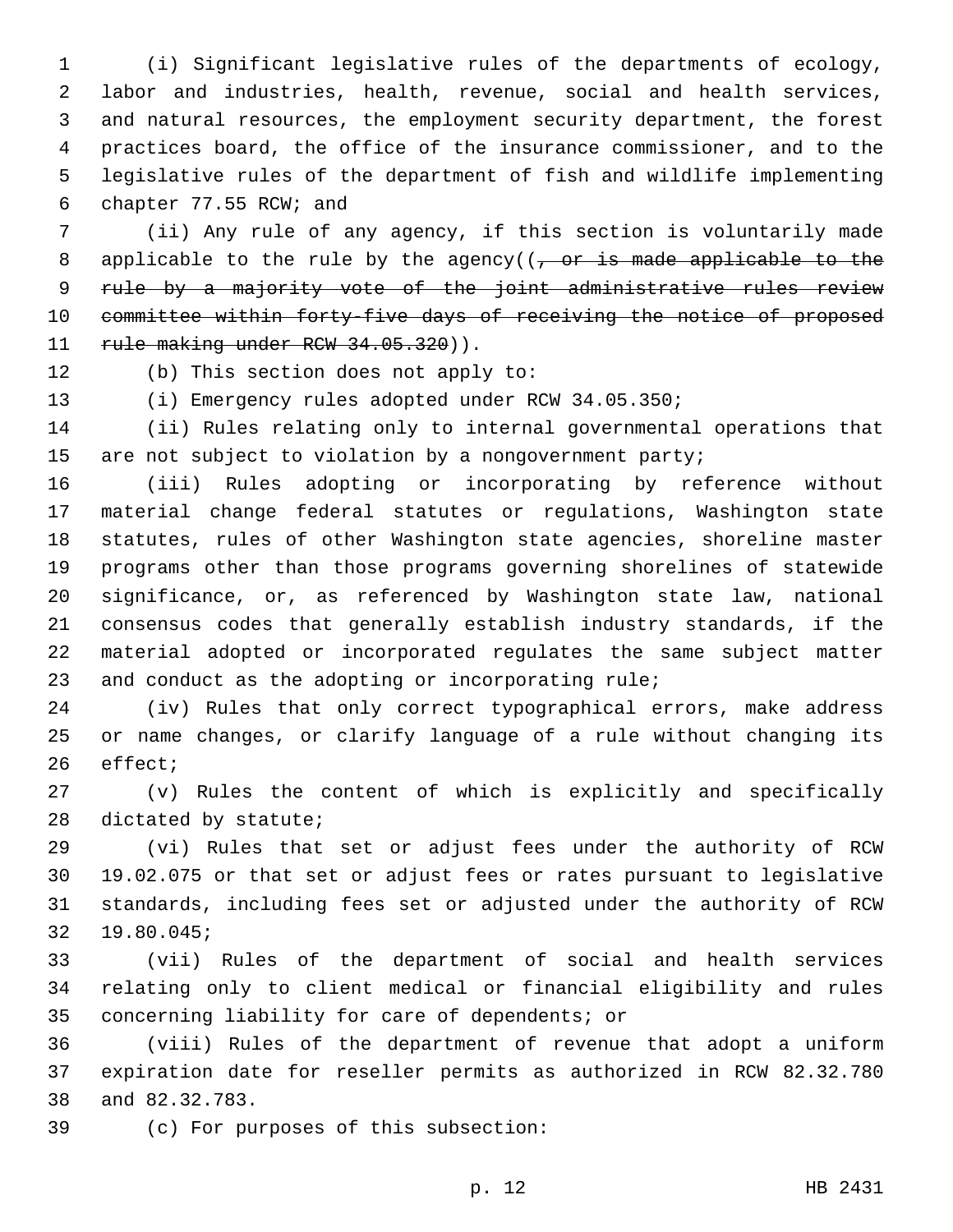(i) Significant legislative rules of the departments of ecology, labor and industries, health, revenue, social and health services, and natural resources, the employment security department, the forest practices board, the office of the insurance commissioner, and to the legislative rules of the department of fish and wildlife implementing chapter 77.55 RCW; and

(ii) Any rule of any agency, if this section is voluntarily made applicable to the rule by the agency((~~, or is made applicable to the rule by a majority vote of the joint administrative rules review committee within forty-five days of receiving the notice of proposed rule making under RCW 34.05.320~~)).

(b) This section does not apply to:

(i) Emergency rules adopted under RCW 34.05.350;

(ii) Rules relating only to internal governmental operations that are not subject to violation by a nongovernment party;

(iii) Rules adopting or incorporating by reference without material change federal statutes or regulations, Washington state statutes, rules of other Washington state agencies, shoreline master programs other than those programs governing shorelines of statewide significance, or, as referenced by Washington state law, national consensus codes that generally establish industry standards, if the material adopted or incorporated regulates the same subject matter and conduct as the adopting or incorporating rule;

(iv) Rules that only correct typographical errors, make address or name changes, or clarify language of a rule without changing its effect;

(v) Rules the content of which is explicitly and specifically dictated by statute;

(vi) Rules that set or adjust fees under the authority of RCW 19.02.075 or that set or adjust fees or rates pursuant to legislative standards, including fees set or adjusted under the authority of RCW 19.80.045;

(vii) Rules of the department of social and health services relating only to client medical or financial eligibility and rules concerning liability for care of dependents; or

(viii) Rules of the department of revenue that adopt a uniform expiration date for reseller permits as authorized in RCW 82.32.780 and 82.32.783.

(c) For purposes of this subsection: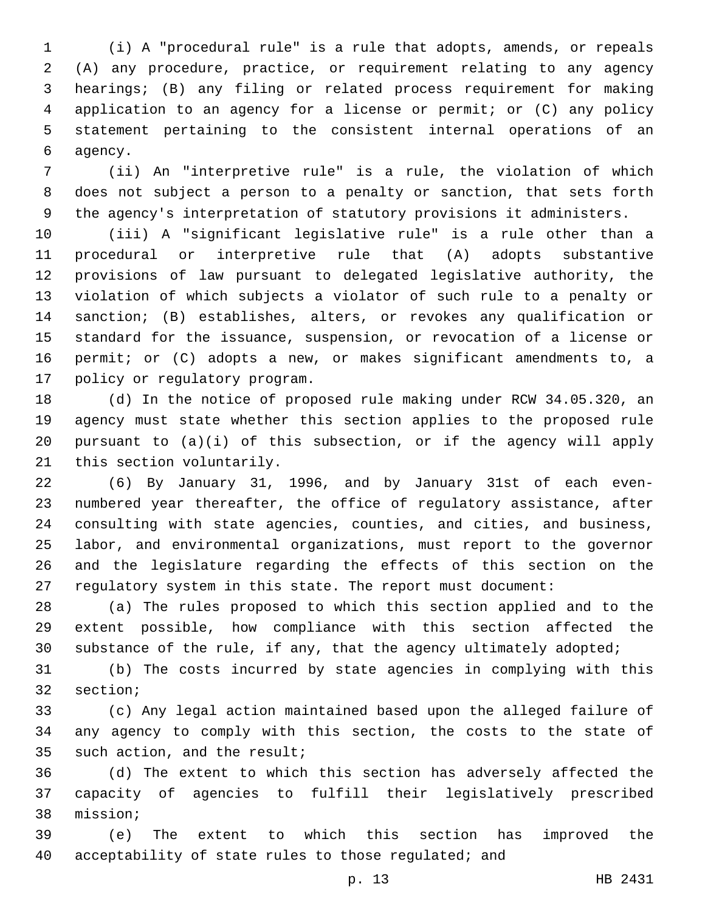(i) A "procedural rule" is a rule that adopts, amends, or repeals (A) any procedure, practice, or requirement relating to any agency hearings; (B) any filing or related process requirement for making application to an agency for a license or permit; or (C) any policy statement pertaining to the consistent internal operations of an agency.

(ii) An "interpretive rule" is a rule, the violation of which does not subject a person to a penalty or sanction, that sets forth the agency's interpretation of statutory provisions it administers.

(iii) A "significant legislative rule" is a rule other than a procedural or interpretive rule that (A) adopts substantive provisions of law pursuant to delegated legislative authority, the violation of which subjects a violator of such rule to a penalty or sanction; (B) establishes, alters, or revokes any qualification or standard for the issuance, suspension, or revocation of a license or permit; or (C) adopts a new, or makes significant amendments to, a policy or regulatory program.

(d) In the notice of proposed rule making under RCW 34.05.320, an agency must state whether this section applies to the proposed rule pursuant to (a)(i) of this subsection, or if the agency will apply this section voluntarily.

(6) By January 31, 1996, and by January 31st of each even-numbered year thereafter, the office of regulatory assistance, after consulting with state agencies, counties, and cities, and business, labor, and environmental organizations, must report to the governor and the legislature regarding the effects of this section on the regulatory system in this state. The report must document:

(a) The rules proposed to which this section applied and to the extent possible, how compliance with this section affected the substance of the rule, if any, that the agency ultimately adopted;

(b) The costs incurred by state agencies in complying with this section;

(c) Any legal action maintained based upon the alleged failure of any agency to comply with this section, the costs to the state of such action, and the result;

(d) The extent to which this section has adversely affected the capacity of agencies to fulfill their legislatively prescribed mission;

(e) The extent to which this section has improved the acceptability of state rules to those regulated; and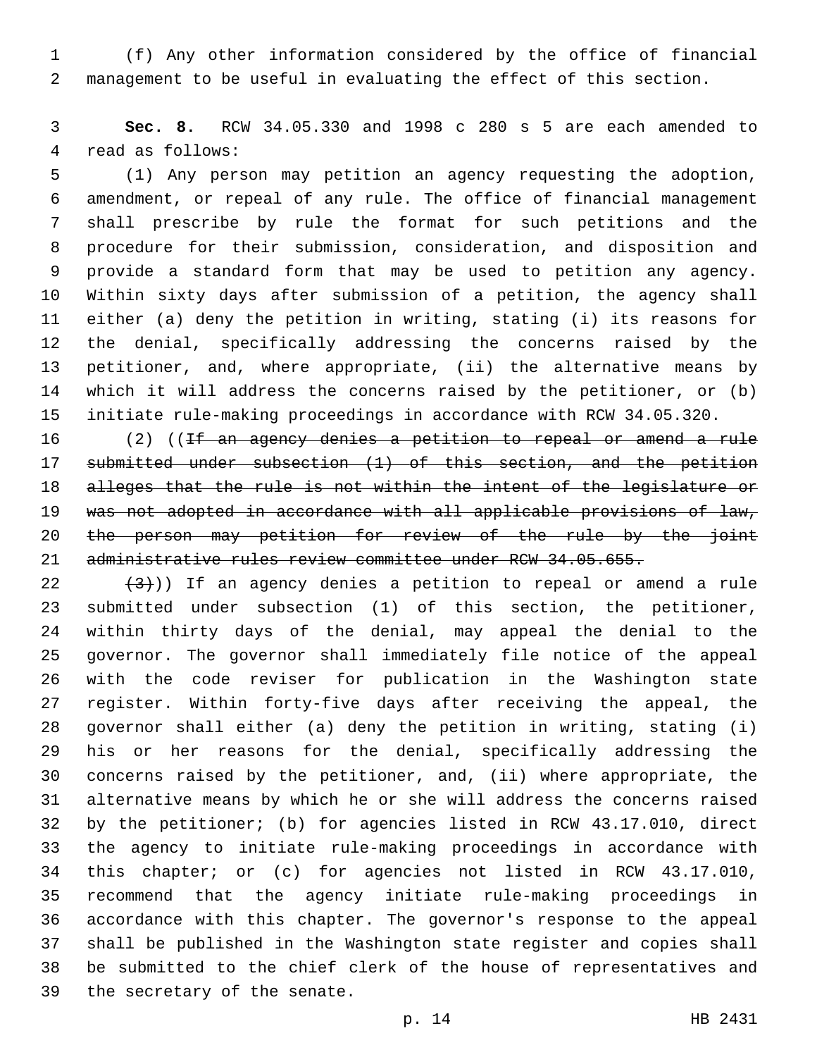(f) Any other information considered by the office of financial management to be useful in evaluating the effect of this section.

**Sec. 8.** RCW 34.05.330 and 1998 c 280 s 5 are each amended to read as follows:

(1) Any person may petition an agency requesting the adoption, amendment, or repeal of any rule. The office of financial management shall prescribe by rule the format for such petitions and the procedure for their submission, consideration, and disposition and provide a standard form that may be used to petition any agency. Within sixty days after submission of a petition, the agency shall either (a) deny the petition in writing, stating (i) its reasons for the denial, specifically addressing the concerns raised by the petitioner, and, where appropriate, (ii) the alternative means by which it will address the concerns raised by the petitioner, or (b) initiate rule-making proceedings in accordance with RCW 34.05.320.

(2) ((~~If an agency denies a petition to repeal or amend a rule submitted under subsection (1) of this section, and the petition alleges that the rule is not within the intent of the legislature or was not adopted in accordance with all applicable provisions of law, the person may petition for review of the rule by the joint administrative rules review committee under RCW 34.05.655.~~

~~(3)~~)) If an agency denies a petition to repeal or amend a rule submitted under subsection (1) of this section, the petitioner, within thirty days of the denial, may appeal the denial to the governor. The governor shall immediately file notice of the appeal with the code reviser for publication in the Washington state register. Within forty-five days after receiving the appeal, the governor shall either (a) deny the petition in writing, stating (i) his or her reasons for the denial, specifically addressing the concerns raised by the petitioner, and, (ii) where appropriate, the alternative means by which he or she will address the concerns raised by the petitioner; (b) for agencies listed in RCW 43.17.010, direct the agency to initiate rule-making proceedings in accordance with this chapter; or (c) for agencies not listed in RCW 43.17.010, recommend that the agency initiate rule-making proceedings in accordance with this chapter. The governor's response to the appeal shall be published in the Washington state register and copies shall be submitted to the chief clerk of the house of representatives and the secretary of the senate.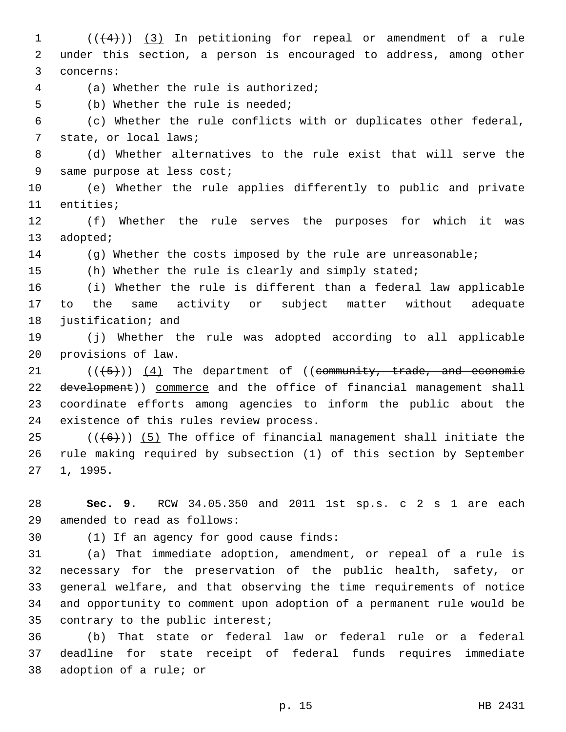((~~(4)~~)) <u>(3)</u> In petitioning for repeal or amendment of a rule under this section, a person is encouraged to address, among other concerns:

(a) Whether the rule is authorized;

(b) Whether the rule is needed;

(c) Whether the rule conflicts with or duplicates other federal, state, or local laws;

(d) Whether alternatives to the rule exist that will serve the same purpose at less cost;

(e) Whether the rule applies differently to public and private entities;

(f) Whether the rule serves the purposes for which it was adopted;

(g) Whether the costs imposed by the rule are unreasonable;

(h) Whether the rule is clearly and simply stated;

(i) Whether the rule is different than a federal law applicable to the same activity or subject matter without adequate justification; and

(j) Whether the rule was adopted according to all applicable provisions of law.

((~~(5)~~)) <u>(4)</u> The department of ((~~community, trade, and economic development~~)) <u>commerce</u> and the office of financial management shall coordinate efforts among agencies to inform the public about the existence of this rules review process.

((~~(6)~~)) <u>(5)</u> The office of financial management shall initiate the rule making required by subsection (1) of this section by September 1, 1995.

**Sec. 9.** RCW 34.05.350 and 2011 1st sp.s. c 2 s 1 are each amended to read as follows:

(1) If an agency for good cause finds:

(a) That immediate adoption, amendment, or repeal of a rule is necessary for the preservation of the public health, safety, or general welfare, and that observing the time requirements of notice and opportunity to comment upon adoption of a permanent rule would be contrary to the public interest;

(b) That state or federal law or federal rule or a federal deadline for state receipt of federal funds requires immediate adoption of a rule; or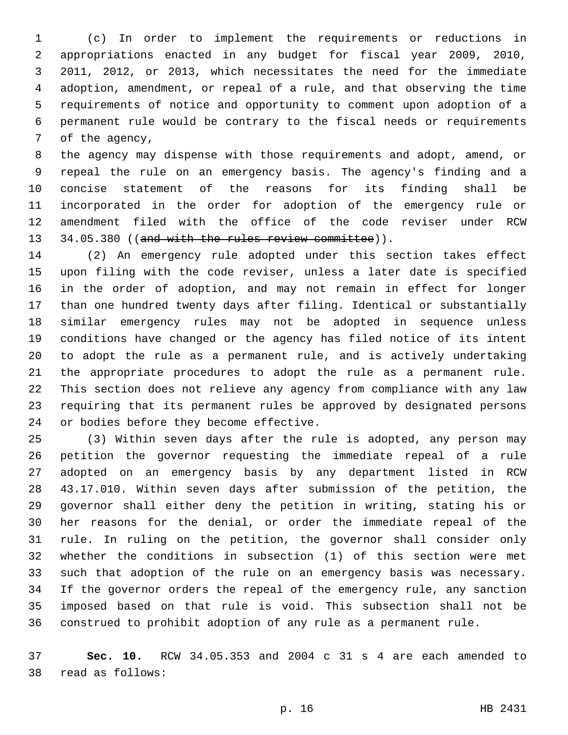(c) In order to implement the requirements or reductions in appropriations enacted in any budget for fiscal year 2009, 2010, 2011, 2012, or 2013, which necessitates the need for the immediate adoption, amendment, or repeal of a rule, and that observing the time requirements of notice and opportunity to comment upon adoption of a permanent rule would be contrary to the fiscal needs or requirements of the agency,

the agency may dispense with those requirements and adopt, amend, or repeal the rule on an emergency basis. The agency's finding and a concise statement of the reasons for its finding shall be incorporated in the order for adoption of the emergency rule or amendment filed with the office of the code reviser under RCW 34.05.380 ((~~and with the rules review committee~~)).

(2) An emergency rule adopted under this section takes effect upon filing with the code reviser, unless a later date is specified in the order of adoption, and may not remain in effect for longer than one hundred twenty days after filing. Identical or substantially similar emergency rules may not be adopted in sequence unless conditions have changed or the agency has filed notice of its intent to adopt the rule as a permanent rule, and is actively undertaking the appropriate procedures to adopt the rule as a permanent rule. This section does not relieve any agency from compliance with any law requiring that its permanent rules be approved by designated persons or bodies before they become effective.

(3) Within seven days after the rule is adopted, any person may petition the governor requesting the immediate repeal of a rule adopted on an emergency basis by any department listed in RCW 43.17.010. Within seven days after submission of the petition, the governor shall either deny the petition in writing, stating his or her reasons for the denial, or order the immediate repeal of the rule. In ruling on the petition, the governor shall consider only whether the conditions in subsection (1) of this section were met such that adoption of the rule on an emergency basis was necessary. If the governor orders the repeal of the emergency rule, any sanction imposed based on that rule is void. This subsection shall not be construed to prohibit adoption of any rule as a permanent rule.

**Sec. 10.** RCW 34.05.353 and 2004 c 31 s 4 are each amended to read as follows: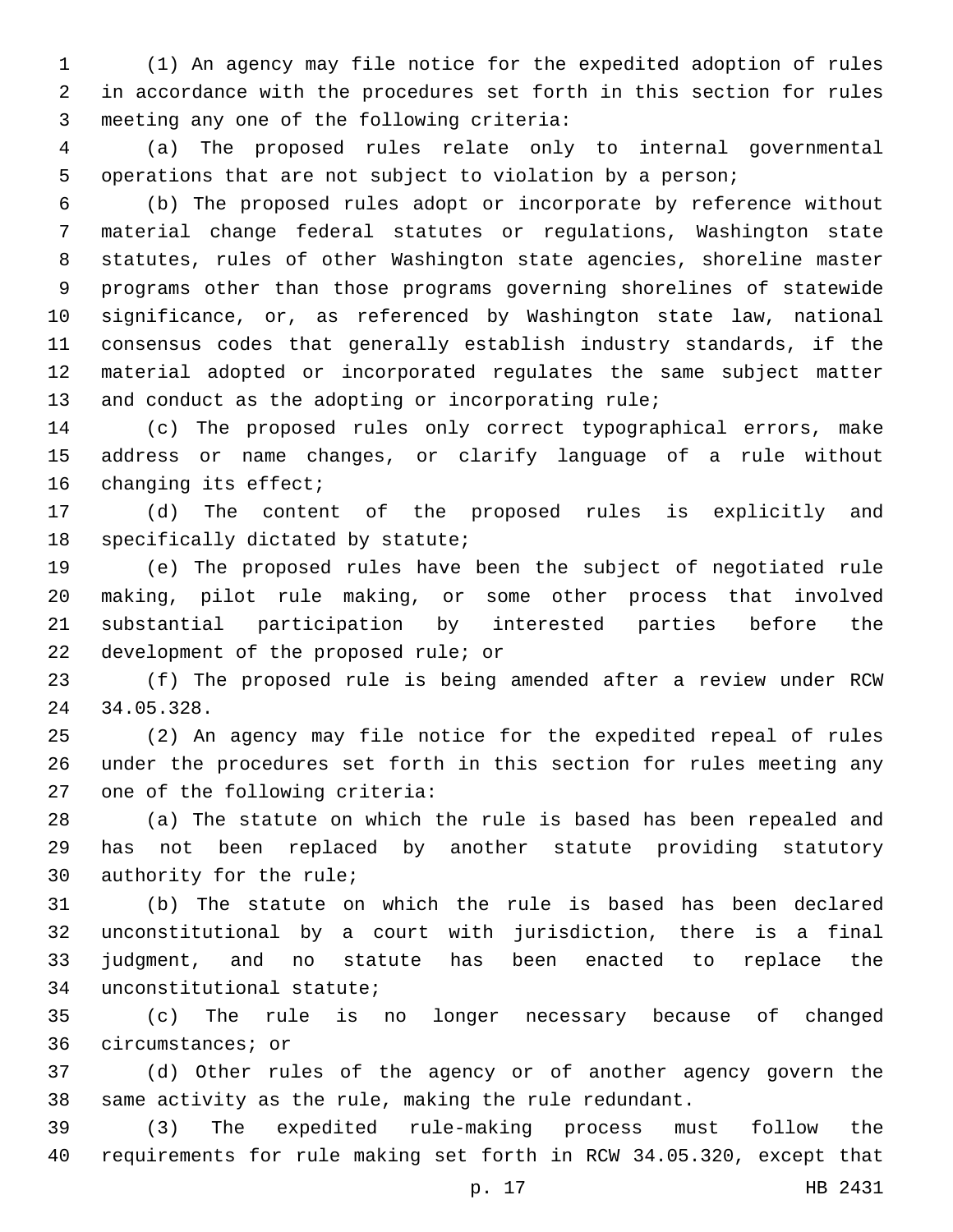(1) An agency may file notice for the expedited adoption of rules in accordance with the procedures set forth in this section for rules meeting any one of the following criteria:

(a) The proposed rules relate only to internal governmental operations that are not subject to violation by a person;

(b) The proposed rules adopt or incorporate by reference without material change federal statutes or regulations, Washington state statutes, rules of other Washington state agencies, shoreline master programs other than those programs governing shorelines of statewide significance, or, as referenced by Washington state law, national consensus codes that generally establish industry standards, if the material adopted or incorporated regulates the same subject matter and conduct as the adopting or incorporating rule;

(c) The proposed rules only correct typographical errors, make address or name changes, or clarify language of a rule without changing its effect;

(d) The content of the proposed rules is explicitly and specifically dictated by statute;

(e) The proposed rules have been the subject of negotiated rule making, pilot rule making, or some other process that involved substantial participation by interested parties before the development of the proposed rule; or

(f) The proposed rule is being amended after a review under RCW 34.05.328.

(2) An agency may file notice for the expedited repeal of rules under the procedures set forth in this section for rules meeting any one of the following criteria:

(a) The statute on which the rule is based has been repealed and has not been replaced by another statute providing statutory authority for the rule;

(b) The statute on which the rule is based has been declared unconstitutional by a court with jurisdiction, there is a final judgment, and no statute has been enacted to replace the unconstitutional statute;

(c) The rule is no longer necessary because of changed circumstances; or

(d) Other rules of the agency or of another agency govern the same activity as the rule, making the rule redundant.

(3) The expedited rule-making process must follow the requirements for rule making set forth in RCW 34.05.320, except that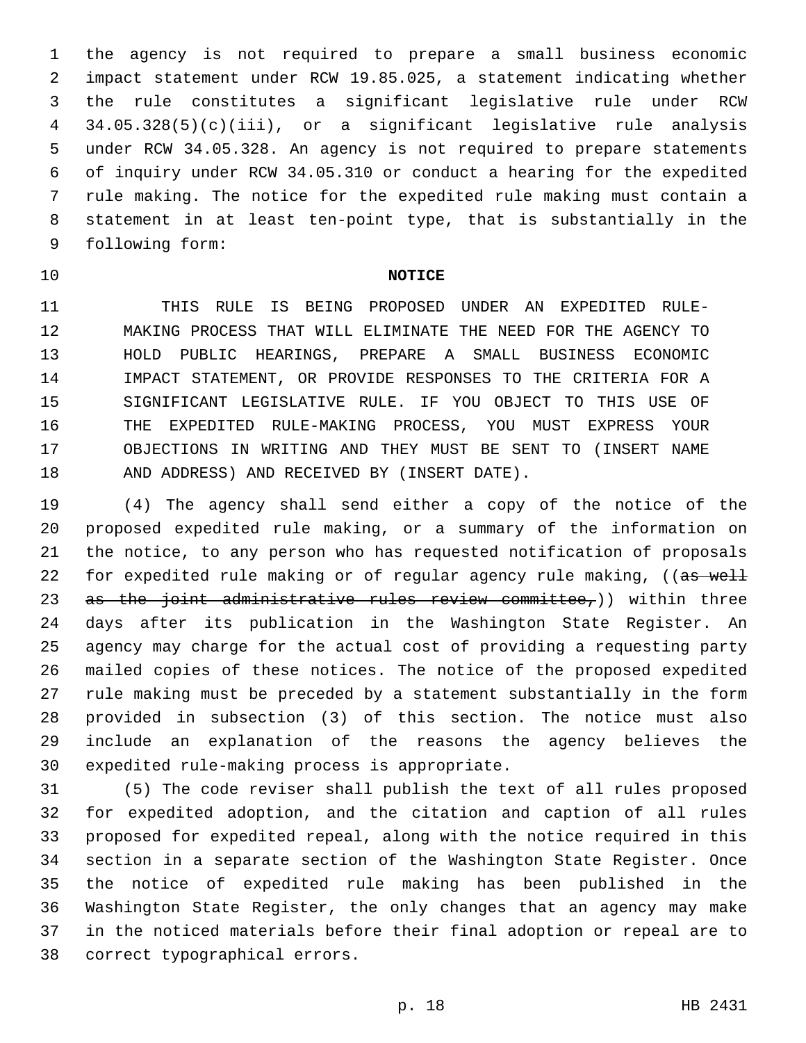the agency is not required to prepare a small business economic impact statement under RCW 19.85.025, a statement indicating whether the rule constitutes a significant legislative rule under RCW 34.05.328(5)(c)(iii), or a significant legislative rule analysis under RCW 34.05.328. An agency is not required to prepare statements of inquiry under RCW 34.05.310 or conduct a hearing for the expedited rule making. The notice for the expedited rule making must contain a statement in at least ten-point type, that is substantially in the following form:

**NOTICE**

THIS RULE IS BEING PROPOSED UNDER AN EXPEDITED RULE-MAKING PROCESS THAT WILL ELIMINATE THE NEED FOR THE AGENCY TO HOLD PUBLIC HEARINGS, PREPARE A SMALL BUSINESS ECONOMIC IMPACT STATEMENT, OR PROVIDE RESPONSES TO THE CRITERIA FOR A SIGNIFICANT LEGISLATIVE RULE. IF YOU OBJECT TO THIS USE OF THE EXPEDITED RULE-MAKING PROCESS, YOU MUST EXPRESS YOUR OBJECTIONS IN WRITING AND THEY MUST BE SENT TO (INSERT NAME AND ADDRESS) AND RECEIVED BY (INSERT DATE).

(4) The agency shall send either a copy of the notice of the proposed expedited rule making, or a summary of the information on the notice, to any person who has requested notification of proposals for expedited rule making or of regular agency rule making, ((~~as well as the joint administrative rules review committee,~~)) within three days after its publication in the Washington State Register. An agency may charge for the actual cost of providing a requesting party mailed copies of these notices. The notice of the proposed expedited rule making must be preceded by a statement substantially in the form provided in subsection (3) of this section. The notice must also include an explanation of the reasons the agency believes the expedited rule-making process is appropriate.

(5) The code reviser shall publish the text of all rules proposed for expedited adoption, and the citation and caption of all rules proposed for expedited repeal, along with the notice required in this section in a separate section of the Washington State Register. Once the notice of expedited rule making has been published in the Washington State Register, the only changes that an agency may make in the noticed materials before their final adoption or repeal are to correct typographical errors.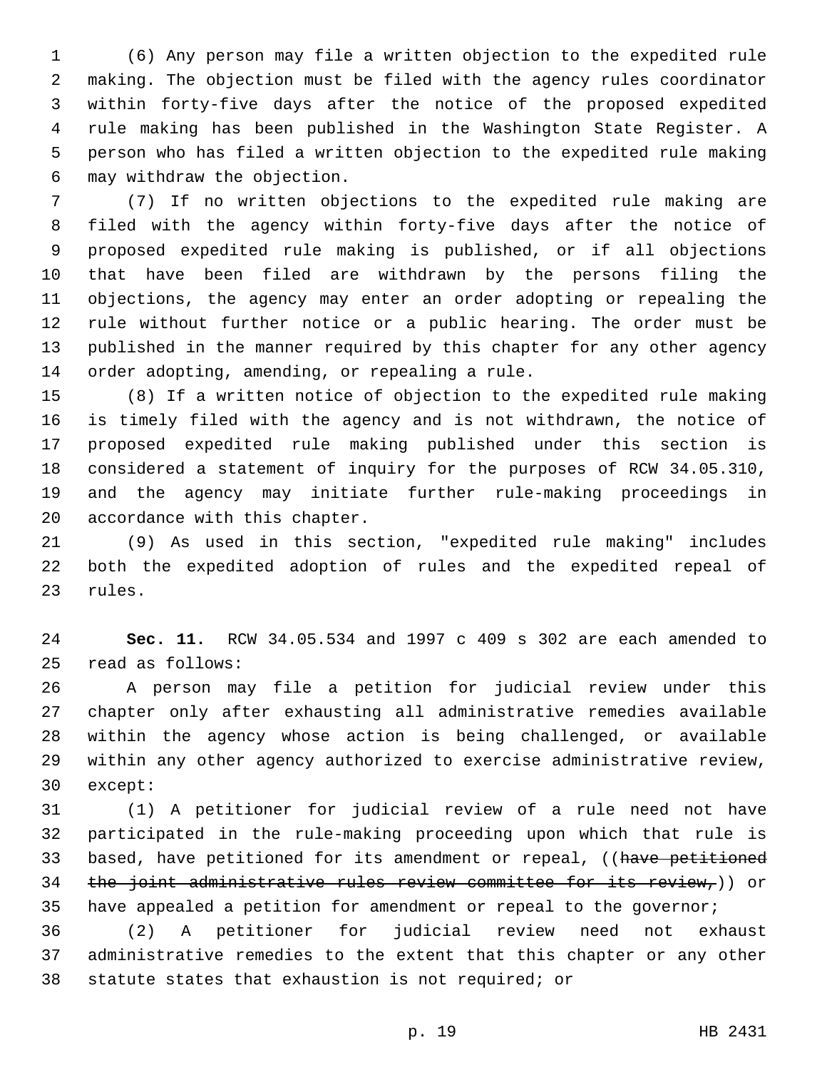(6) Any person may file a written objection to the expedited rule making. The objection must be filed with the agency rules coordinator within forty-five days after the notice of the proposed expedited rule making has been published in the Washington State Register. A person who has filed a written objection to the expedited rule making may withdraw the objection.

(7) If no written objections to the expedited rule making are filed with the agency within forty-five days after the notice of proposed expedited rule making is published, or if all objections that have been filed are withdrawn by the persons filing the objections, the agency may enter an order adopting or repealing the rule without further notice or a public hearing. The order must be published in the manner required by this chapter for any other agency order adopting, amending, or repealing a rule.

(8) If a written notice of objection to the expedited rule making is timely filed with the agency and is not withdrawn, the notice of proposed expedited rule making published under this section is considered a statement of inquiry for the purposes of RCW 34.05.310, and the agency may initiate further rule-making proceedings in accordance with this chapter.

(9) As used in this section, "expedited rule making" includes both the expedited adoption of rules and the expedited repeal of rules.

**Sec. 11.** RCW 34.05.534 and 1997 c 409 s 302 are each amended to read as follows:

A person may file a petition for judicial review under this chapter only after exhausting all administrative remedies available within the agency whose action is being challenged, or available within any other agency authorized to exercise administrative review, except:

(1) A petitioner for judicial review of a rule need not have participated in the rule-making proceeding upon which that rule is based, have petitioned for its amendment or repeal, ((~~have petitioned the joint administrative rules review committee for its review,~~)) or have appealed a petition for amendment or repeal to the governor;

(2) A petitioner for judicial review need not exhaust administrative remedies to the extent that this chapter or any other statute states that exhaustion is not required; or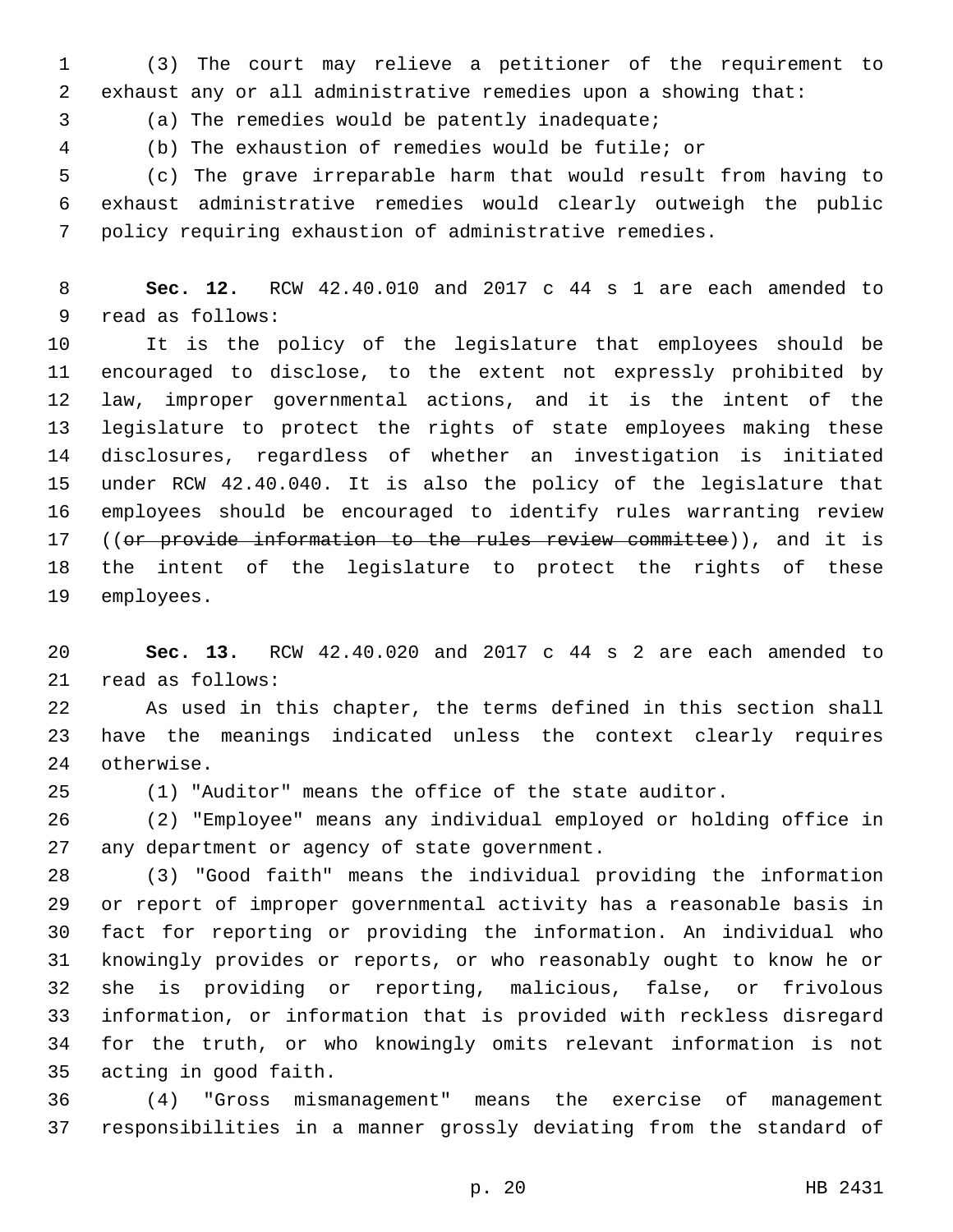(3) The court may relieve a petitioner of the requirement to exhaust any or all administrative remedies upon a showing that:

(a) The remedies would be patently inadequate;

(b) The exhaustion of remedies would be futile; or

(c) The grave irreparable harm that would result from having to exhaust administrative remedies would clearly outweigh the public policy requiring exhaustion of administrative remedies.

**Sec. 12.** RCW 42.40.010 and 2017 c 44 s 1 are each amended to read as follows:

It is the policy of the legislature that employees should be encouraged to disclose, to the extent not expressly prohibited by law, improper governmental actions, and it is the intent of the legislature to protect the rights of state employees making these disclosures, regardless of whether an investigation is initiated under RCW 42.40.040. It is also the policy of the legislature that employees should be encouraged to identify rules warranting review ((~~or provide information to the rules review committee~~)), and it is the intent of the legislature to protect the rights of these employees.

**Sec. 13.** RCW 42.40.020 and 2017 c 44 s 2 are each amended to read as follows:

As used in this chapter, the terms defined in this section shall have the meanings indicated unless the context clearly requires otherwise.

(1) "Auditor" means the office of the state auditor.

(2) "Employee" means any individual employed or holding office in any department or agency of state government.

(3) "Good faith" means the individual providing the information or report of improper governmental activity has a reasonable basis in fact for reporting or providing the information. An individual who knowingly provides or reports, or who reasonably ought to know he or she is providing or reporting, malicious, false, or frivolous information, or information that is provided with reckless disregard for the truth, or who knowingly omits relevant information is not acting in good faith.

(4) "Gross mismanagement" means the exercise of management responsibilities in a manner grossly deviating from the standard of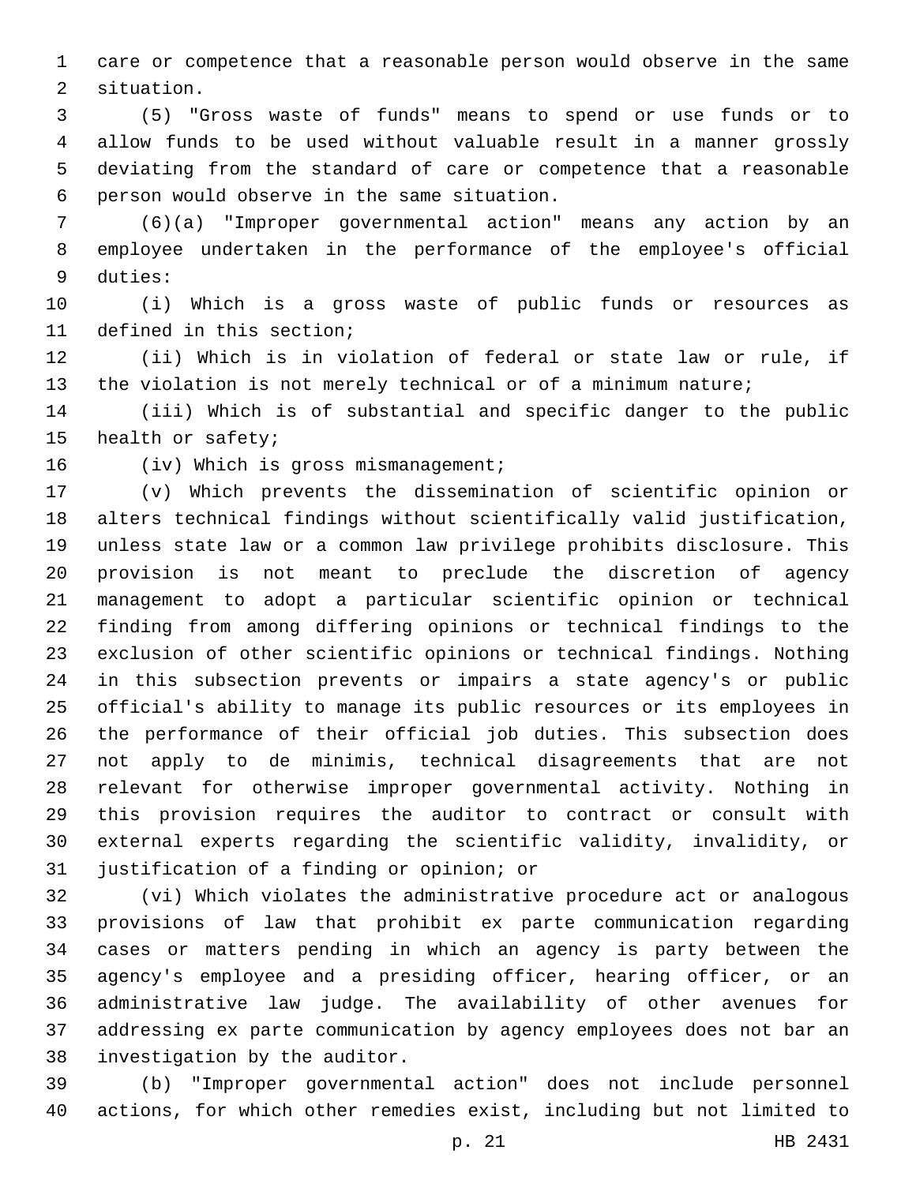care or competence that a reasonable person would observe in the same situation.

(5) "Gross waste of funds" means to spend or use funds or to allow funds to be used without valuable result in a manner grossly deviating from the standard of care or competence that a reasonable person would observe in the same situation.

(6)(a) "Improper governmental action" means any action by an employee undertaken in the performance of the employee's official duties:

(i) Which is a gross waste of public funds or resources as defined in this section;

(ii) Which is in violation of federal or state law or rule, if the violation is not merely technical or of a minimum nature;

(iii) Which is of substantial and specific danger to the public health or safety;

(iv) Which is gross mismanagement;

(v) Which prevents the dissemination of scientific opinion or alters technical findings without scientifically valid justification, unless state law or a common law privilege prohibits disclosure. This provision is not meant to preclude the discretion of agency management to adopt a particular scientific opinion or technical finding from among differing opinions or technical findings to the exclusion of other scientific opinions or technical findings. Nothing in this subsection prevents or impairs a state agency's or public official's ability to manage its public resources or its employees in the performance of their official job duties. This subsection does not apply to de minimis, technical disagreements that are not relevant for otherwise improper governmental activity. Nothing in this provision requires the auditor to contract or consult with external experts regarding the scientific validity, invalidity, or justification of a finding or opinion; or

(vi) Which violates the administrative procedure act or analogous provisions of law that prohibit ex parte communication regarding cases or matters pending in which an agency is party between the agency's employee and a presiding officer, hearing officer, or an administrative law judge. The availability of other avenues for addressing ex parte communication by agency employees does not bar an investigation by the auditor.

(b) "Improper governmental action" does not include personnel actions, for which other remedies exist, including but not limited to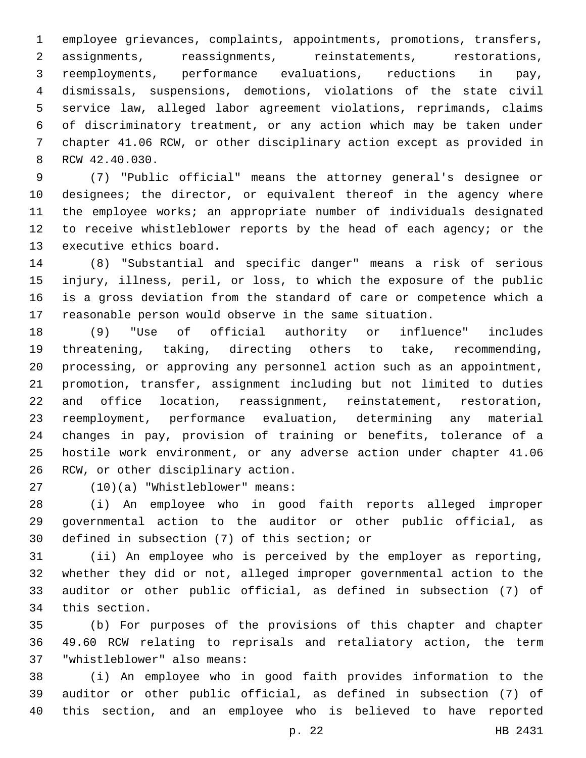employee grievances, complaints, appointments, promotions, transfers, assignments, reassignments, reinstatements, restorations, reemployments, performance evaluations, reductions in pay, dismissals, suspensions, demotions, violations of the state civil service law, alleged labor agreement violations, reprimands, claims of discriminatory treatment, or any action which may be taken under chapter 41.06 RCW, or other disciplinary action except as provided in RCW 42.40.030.

(7) "Public official" means the attorney general's designee or designees; the director, or equivalent thereof in the agency where the employee works; an appropriate number of individuals designated to receive whistleblower reports by the head of each agency; or the executive ethics board.

(8) "Substantial and specific danger" means a risk of serious injury, illness, peril, or loss, to which the exposure of the public is a gross deviation from the standard of care or competence which a reasonable person would observe in the same situation.

(9) "Use of official authority or influence" includes threatening, taking, directing others to take, recommending, processing, or approving any personnel action such as an appointment, promotion, transfer, assignment including but not limited to duties and office location, reassignment, reinstatement, restoration, reemployment, performance evaluation, determining any material changes in pay, provision of training or benefits, tolerance of a hostile work environment, or any adverse action under chapter 41.06 RCW, or other disciplinary action.

(10)(a) "Whistleblower" means:

(i) An employee who in good faith reports alleged improper governmental action to the auditor or other public official, as defined in subsection (7) of this section; or

(ii) An employee who is perceived by the employer as reporting, whether they did or not, alleged improper governmental action to the auditor or other public official, as defined in subsection (7) of this section.

(b) For purposes of the provisions of this chapter and chapter 49.60 RCW relating to reprisals and retaliatory action, the term "whistleblower" also means:

(i) An employee who in good faith provides information to the auditor or other public official, as defined in subsection (7) of this section, and an employee who is believed to have reported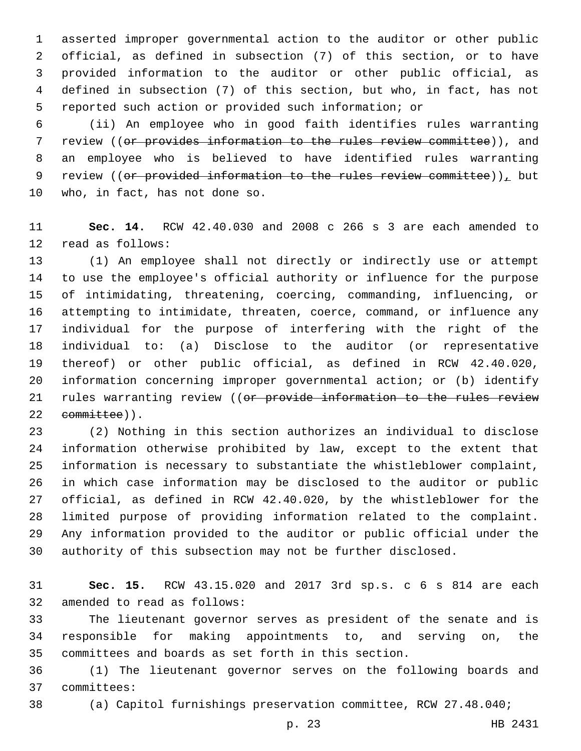asserted improper governmental action to the auditor or other public official, as defined in subsection (7) of this section, or to have provided information to the auditor or other public official, as defined in subsection (7) of this section, but who, in fact, has not reported such action or provided such information; or

(ii) An employee who in good faith identifies rules warranting review ((~~or provides information to the rules review committee~~)), and an employee who is believed to have identified rules warranting review ((~~or provided information to the rules review committee~~)), but who, in fact, has not done so.

**Sec. 14.** RCW 42.40.030 and 2008 c 266 s 3 are each amended to read as follows:

(1) An employee shall not directly or indirectly use or attempt to use the employee's official authority or influence for the purpose of intimidating, threatening, coercing, commanding, influencing, or attempting to intimidate, threaten, coerce, command, or influence any individual for the purpose of interfering with the right of the individual to: (a) Disclose to the auditor (or representative thereof) or other public official, as defined in RCW 42.40.020, information concerning improper governmental action; or (b) identify rules warranting review ((~~or provide information to the rules review committee~~)).

(2) Nothing in this section authorizes an individual to disclose information otherwise prohibited by law, except to the extent that information is necessary to substantiate the whistleblower complaint, in which case information may be disclosed to the auditor or public official, as defined in RCW 42.40.020, by the whistleblower for the limited purpose of providing information related to the complaint. Any information provided to the auditor or public official under the authority of this subsection may not be further disclosed.

**Sec. 15.** RCW 43.15.020 and 2017 3rd sp.s. c 6 s 814 are each amended to read as follows:

The lieutenant governor serves as president of the senate and is responsible for making appointments to, and serving on, the committees and boards as set forth in this section.

(1) The lieutenant governor serves on the following boards and committees:

(a) Capitol furnishings preservation committee, RCW 27.48.040;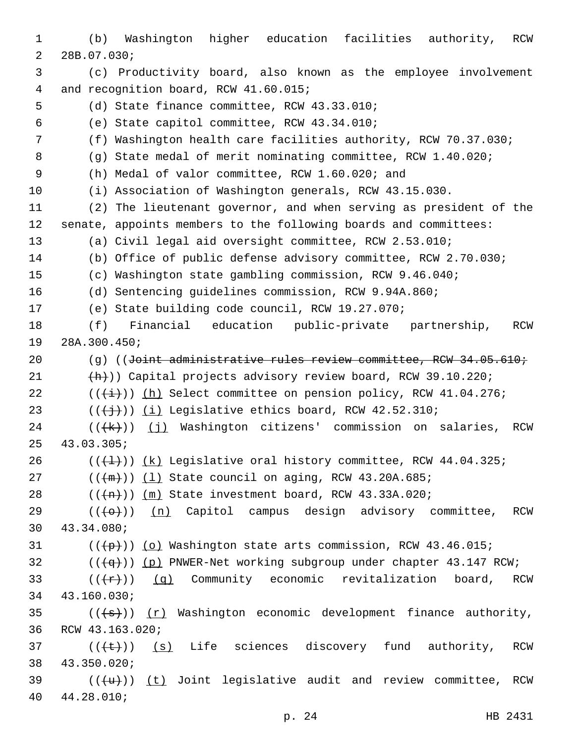(b) Washington higher education facilities authority, RCW 28B.07.030;

(c) Productivity board, also known as the employee involvement and recognition board, RCW 41.60.015;

(d) State finance committee, RCW 43.33.010;

(e) State capitol committee, RCW 43.34.010;

(f) Washington health care facilities authority, RCW 70.37.030;

(g) State medal of merit nominating committee, RCW 1.40.020;

(h) Medal of valor committee, RCW 1.60.020; and

(i) Association of Washington generals, RCW 43.15.030.

(2) The lieutenant governor, and when serving as president of the senate, appoints members to the following boards and committees:

(a) Civil legal aid oversight committee, RCW 2.53.010;

(b) Office of public defense advisory committee, RCW 2.70.030;

(c) Washington state gambling commission, RCW 9.46.040;

(d) Sentencing guidelines commission, RCW 9.94A.860;

(e) State building code council, RCW 19.27.070;

(f) Financial education public-private partnership, RCW 28A.300.450;

(g) ((~~Joint administrative rules review committee, RCW 34.05.610;~~
~~(h)~~)) Capital projects advisory review board, RCW 39.10.220;

((~~(i)~~)) <u>(h)</u> Select committee on pension policy, RCW 41.04.276;

((~~(j)~~)) <u>(i)</u> Legislative ethics board, RCW 42.52.310;

((~~(k)~~)) <u>(j)</u> Washington citizens' commission on salaries, RCW 43.03.305;

((~~(l)~~)) <u>(k)</u> Legislative oral history committee, RCW 44.04.325;

((~~(m)~~)) <u>(l)</u> State council on aging, RCW 43.20A.685;

((~~(n)~~)) <u>(m)</u> State investment board, RCW 43.33A.020;

((~~(o)~~)) <u>(n)</u> Capitol campus design advisory committee, RCW 43.34.080;

((~~(p)~~)) <u>(o)</u> Washington state arts commission, RCW 43.46.015;

((~~(q)~~)) <u>(p)</u> PNWER-Net working subgroup under chapter 43.147 RCW;

((~~(r)~~)) <u>(q)</u> Community economic revitalization board, RCW 43.160.030;

((~~(s)~~)) <u>(r)</u> Washington economic development finance authority, RCW 43.163.020;

((~~(t)~~)) <u>(s)</u> Life sciences discovery fund authority, RCW 43.350.020;

((~~(u)~~)) <u>(t)</u> Joint legislative audit and review committee, RCW 44.28.010;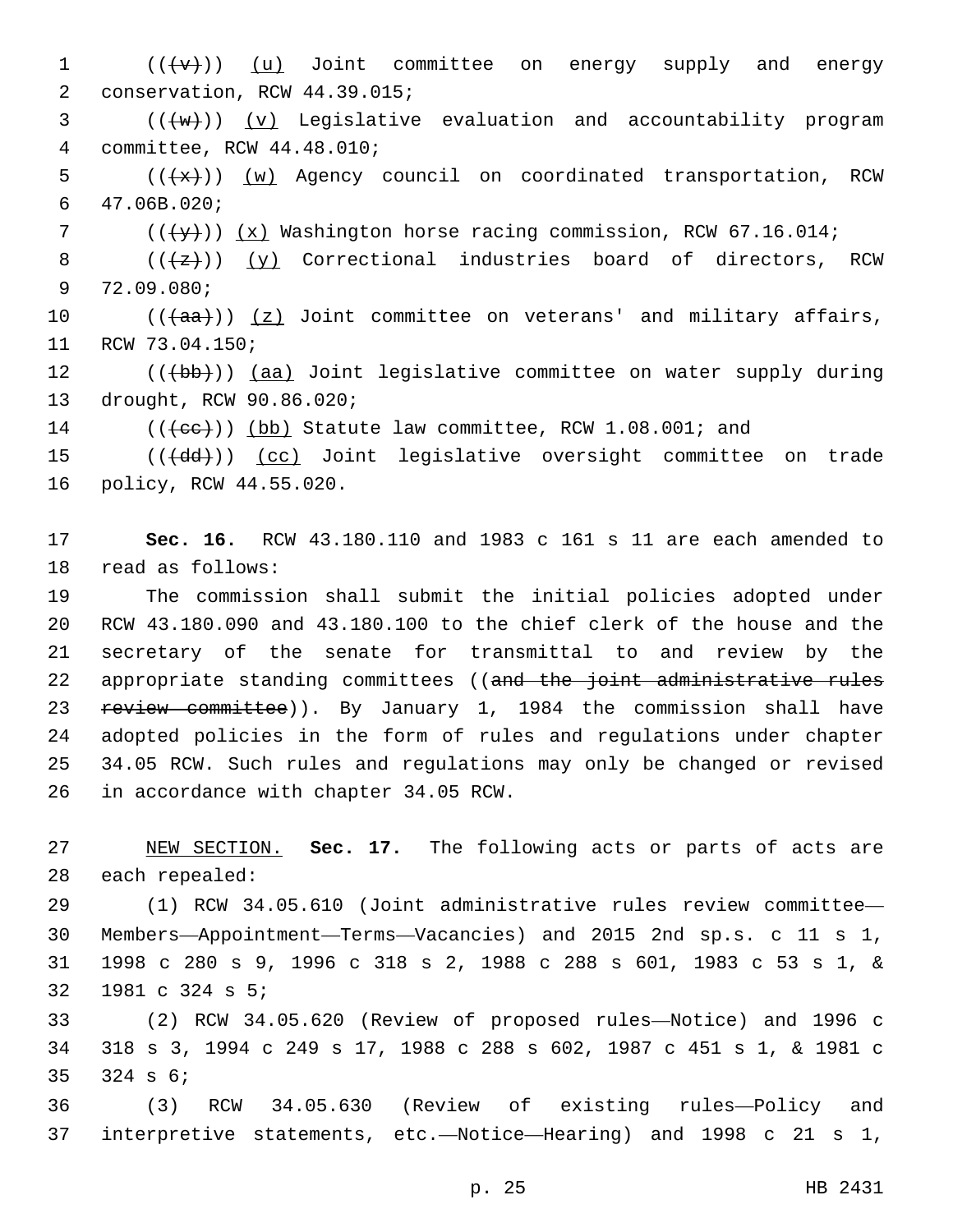((~~(v)~~)) <u>(u)</u> Joint committee on energy supply and energy conservation, RCW 44.39.015;

((~~(w)~~)) <u>(v)</u> Legislative evaluation and accountability program committee, RCW 44.48.010;

((~~(x)~~)) <u>(w)</u> Agency council on coordinated transportation, RCW 47.06B.020;

((~~(y)~~)) <u>(x)</u> Washington horse racing commission, RCW 67.16.014;

((~~(z)~~)) <u>(y)</u> Correctional industries board of directors, RCW 72.09.080;

((~~(aa)~~)) <u>(z)</u> Joint committee on veterans' and military affairs, RCW 73.04.150;

((~~(bb)~~)) <u>(aa)</u> Joint legislative committee on water supply during drought, RCW 90.86.020;

((~~(cc)~~)) <u>(bb)</u> Statute law committee, RCW 1.08.001; and

((~~(dd)~~)) <u>(cc)</u> Joint legislative oversight committee on trade policy, RCW 44.55.020.

**Sec. 16.** RCW 43.180.110 and 1983 c 161 s 11 are each amended to read as follows:

The commission shall submit the initial policies adopted under RCW 43.180.090 and 43.180.100 to the chief clerk of the house and the secretary of the senate for transmittal to and review by the appropriate standing committees ((~~and the joint administrative rules review committee~~)). By January 1, 1984 the commission shall have adopted policies in the form of rules and regulations under chapter 34.05 RCW. Such rules and regulations may only be changed or revised in accordance with chapter 34.05 RCW.

<u>NEW SECTION.</u> **Sec. 17.** The following acts or parts of acts are each repealed:

(1) RCW 34.05.610 (Joint administrative rules review committee—Members—Appointment—Terms—Vacancies) and 2015 2nd sp.s. c 11 s 1, 1998 c 280 s 9, 1996 c 318 s 2, 1988 c 288 s 601, 1983 c 53 s 1, & 1981 c 324 s 5;

(2) RCW 34.05.620 (Review of proposed rules—Notice) and 1996 c 318 s 3, 1994 c 249 s 17, 1988 c 288 s 602, 1987 c 451 s 1, & 1981 c 324 s 6;

(3) RCW 34.05.630 (Review of existing rules—Policy and interpretive statements, etc.—Notice—Hearing) and 1998 c 21 s 1,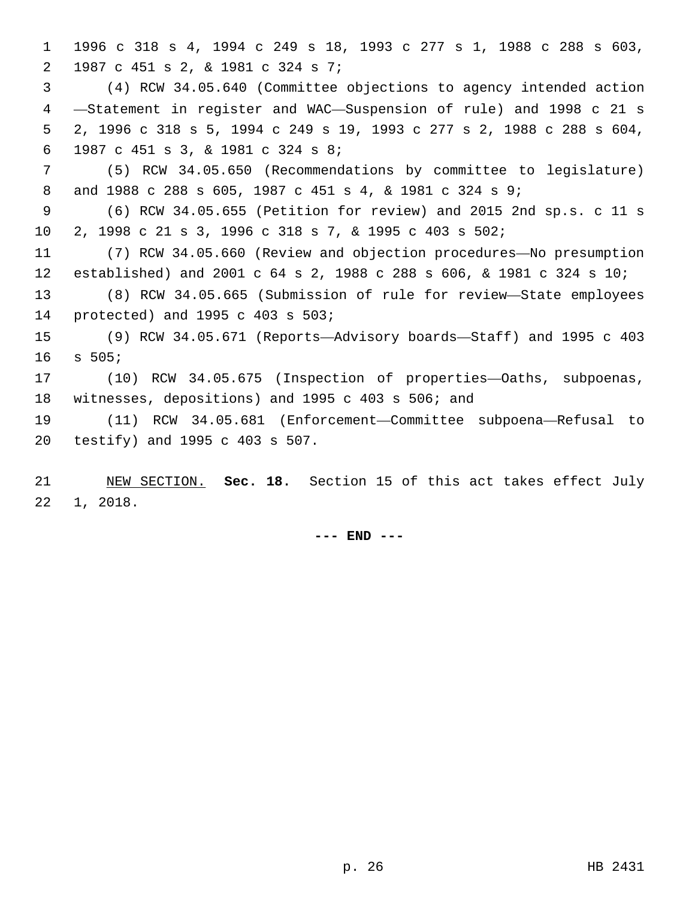1996 c 318 s 4, 1994 c 249 s 18, 1993 c 277 s 1, 1988 c 288 s 603, 1987 c 451 s 2, & 1981 c 324 s 7;

(4) RCW 34.05.640 (Committee objections to agency intended action—Statement in register and WAC—Suspension of rule) and 1998 c 21 s 2, 1996 c 318 s 5, 1994 c 249 s 19, 1993 c 277 s 2, 1988 c 288 s 604, 1987 c 451 s 3, & 1981 c 324 s 8;

(5) RCW 34.05.650 (Recommendations by committee to legislature) and 1988 c 288 s 605, 1987 c 451 s 4, & 1981 c 324 s 9;

(6) RCW 34.05.655 (Petition for review) and 2015 2nd sp.s. c 11 s 2, 1998 c 21 s 3, 1996 c 318 s 7, & 1995 c 403 s 502;

(7) RCW 34.05.660 (Review and objection procedures—No presumption established) and 2001 c 64 s 2, 1988 c 288 s 606, & 1981 c 324 s 10;

(8) RCW 34.05.665 (Submission of rule for review—State employees protected) and 1995 c 403 s 503;

(9) RCW 34.05.671 (Reports—Advisory boards—Staff) and 1995 c 403 s 505;

(10) RCW 34.05.675 (Inspection of properties—Oaths, subpoenas, witnesses, depositions) and 1995 c 403 s 506; and

(11) RCW 34.05.681 (Enforcement—Committee subpoena—Refusal to testify) and 1995 c 403 s 507.

NEW SECTION. **Sec. 18.** Section 15 of this act takes effect July 1, 2018.

**--- END ---**